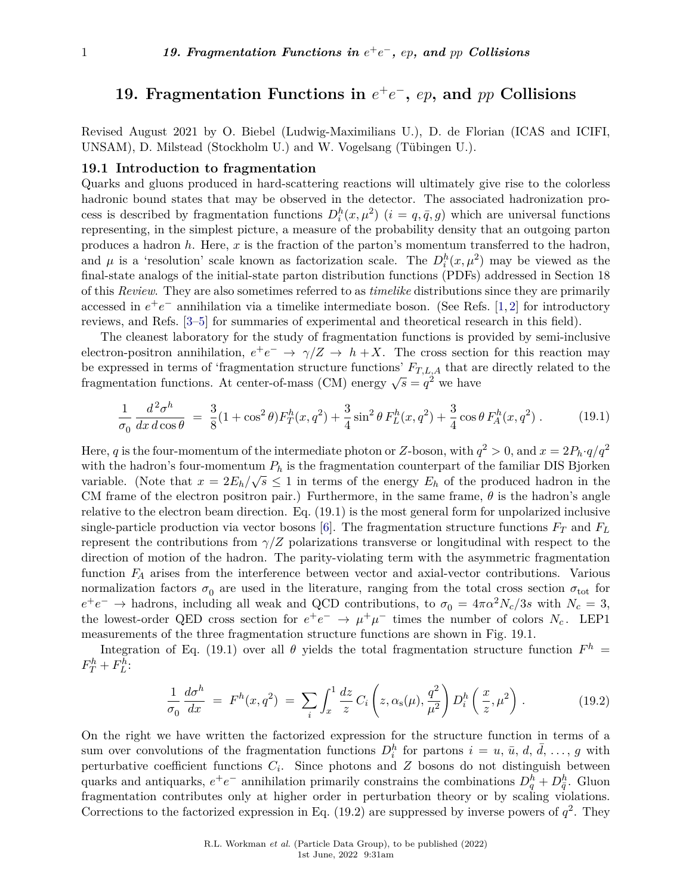# 19. Fragmentation Functions in $e^+e^-$, $ep$, and $pp$ Collisions

Revised August 2021 by O. Biebel (Ludwig-Maximilians U.), D. de Florian (ICAS and ICIFI, UNSAM), D. Milstead (Stockholm U.) and W. Vogelsang (Tübingen U.).

## 19.1 Introduction to fragmentation

Quarks and gluons produced in hard-scattering reactions will ultimately give rise to the colorless hadronic bound states that may be observed in the detector. The associated hadronization process is described by fragmentation functions $D_i^h(x,\mu^2)$ $(i = q, \bar{q}, g)$ which are universal functions representing, in the simplest picture, a measure of the probability density that an outgoing parton produces a hadron $h$. Here, $x$ is the fraction of the parton's momentum transferred to the hadron, and $\mu$ is a 'resolution' scale known as factorization scale. The $D_i^h(x,\mu^2)$ may be viewed as the final-state analogs of the initial-state parton distribution functions (PDFs) addressed in Section 18 of this *Review*. They are also sometimes referred to as *timelike* distributions since they are primarily accessed in $e^+e^-$ annihilation via a timelike intermediate boson. (See Refs. [1,2] for introductory reviews, and Refs. [3–5] for summaries of experimental and theoretical research in this field).

The cleanest laboratory for the study of fragmentation functions is provided by semi-inclusive electron-positron annihilation, $e^+e^- \to \gamma/Z \to h + X$. The cross section for this reaction may be expressed in terms of 'fragmentation structure functions' $F_{T,L,A}$ that are directly related to the fragmentation functions. At center-of-mass (CM) energy $\sqrt{s} = q^2$ we have

$$\frac{1}{\sigma_0}\frac{d^2\sigma^h}{dx\,d\cos\theta} = \frac{3}{8}(1+\cos^2\theta)F_T^h(x,q^2) + \frac{3}{4}\sin^2\theta\, F_L^h(x,q^2) + \frac{3}{4}\cos\theta\, F_A^h(x,q^2)\,. \tag{19.1}$$

Here, $q$ is the four-momentum of the intermediate photon or $Z$-boson, with $q^2 > 0$, and $x = 2P_h{\cdot}q/q^2$ with the hadron's four-momentum $P_h$ is the fragmentation counterpart of the familiar DIS Bjorken variable. (Note that $x = 2E_h/\sqrt{s} \le 1$ in terms of the energy $E_h$ of the produced hadron in the CM frame of the electron positron pair.) Furthermore, in the same frame, $\theta$ is the hadron's angle relative to the electron beam direction. Eq. (19.1) is the most general form for unpolarized inclusive single-particle production via vector bosons [6]. The fragmentation structure functions $F_T$ and $F_L$ represent the contributions from $\gamma/Z$ polarizations transverse or longitudinal with respect to the direction of motion of the hadron. The parity-violating term with the asymmetric fragmentation function $F_A$ arises from the interference between vector and axial-vector contributions. Various normalization factors $\sigma_0$ are used in the literature, ranging from the total cross section $\sigma_{\rm tot}$ for $e^+e^- \to$ hadrons, including all weak and QCD contributions, to $\sigma_0 = 4\pi\alpha^2 N_c/3s$ with $N_c = 3$, the lowest-order QED cross section for $e^+e^- \to \mu^+\mu^-$ times the number of colors $N_c$. LEP1 measurements of the three fragmentation structure functions are shown in Fig. 19.1.

Integration of Eq. (19.1) over all $\theta$ yields the total fragmentation structure function $F^h = F_T^h + F_L^h$:

$$\frac{1}{\sigma_0}\frac{d\sigma^h}{dx} = F^h(x,q^2) = \sum_i \int_x^1 \frac{dz}{z}\, C_i\left(z, \alpha_s(\mu), \frac{q^2}{\mu^2}\right) D_i^h\left(\frac{x}{z},\mu^2\right)\,. \tag{19.2}$$

On the right we have written the factorized expression for the structure function in terms of a sum over convolutions of the fragmentation functions $D_i^h$ for partons $i = u, \bar{u}, d, \bar{d}, \ldots, g$ with perturbative coefficient functions $C_i$. Since photons and $Z$ bosons do not distinguish between quarks and antiquarks, $e^+e^-$ annihilation primarily constrains the combinations $D_q^h + D_{\bar{q}}^h$. Gluon fragmentation contributes only at higher order in perturbation theory or by scaling violations. Corrections to the factorized expression in Eq. (19.2) are suppressed by inverse powers of $q^2$. They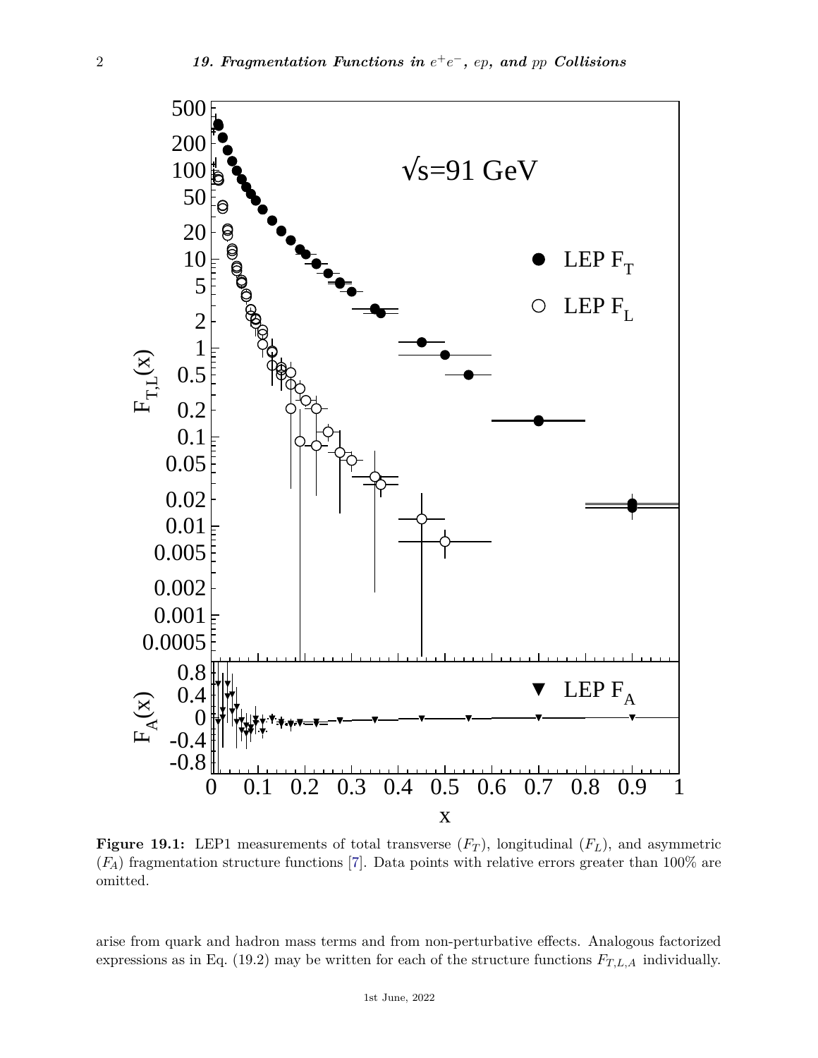**Figure 19.1:** LEP1 measurements of total transverse ($F_T$), longitudinal ($F_L$), and asymmetric ($F_A$) fragmentation structure functions [7]. Data points with relative errors greater than 100% are omitted.

arise from quark and hadron mass terms and from non-perturbative effects. Analogous factorized expressions as in Eq. (19.2) may be written for each of the structure functions $F_{T,L,A}$ individually.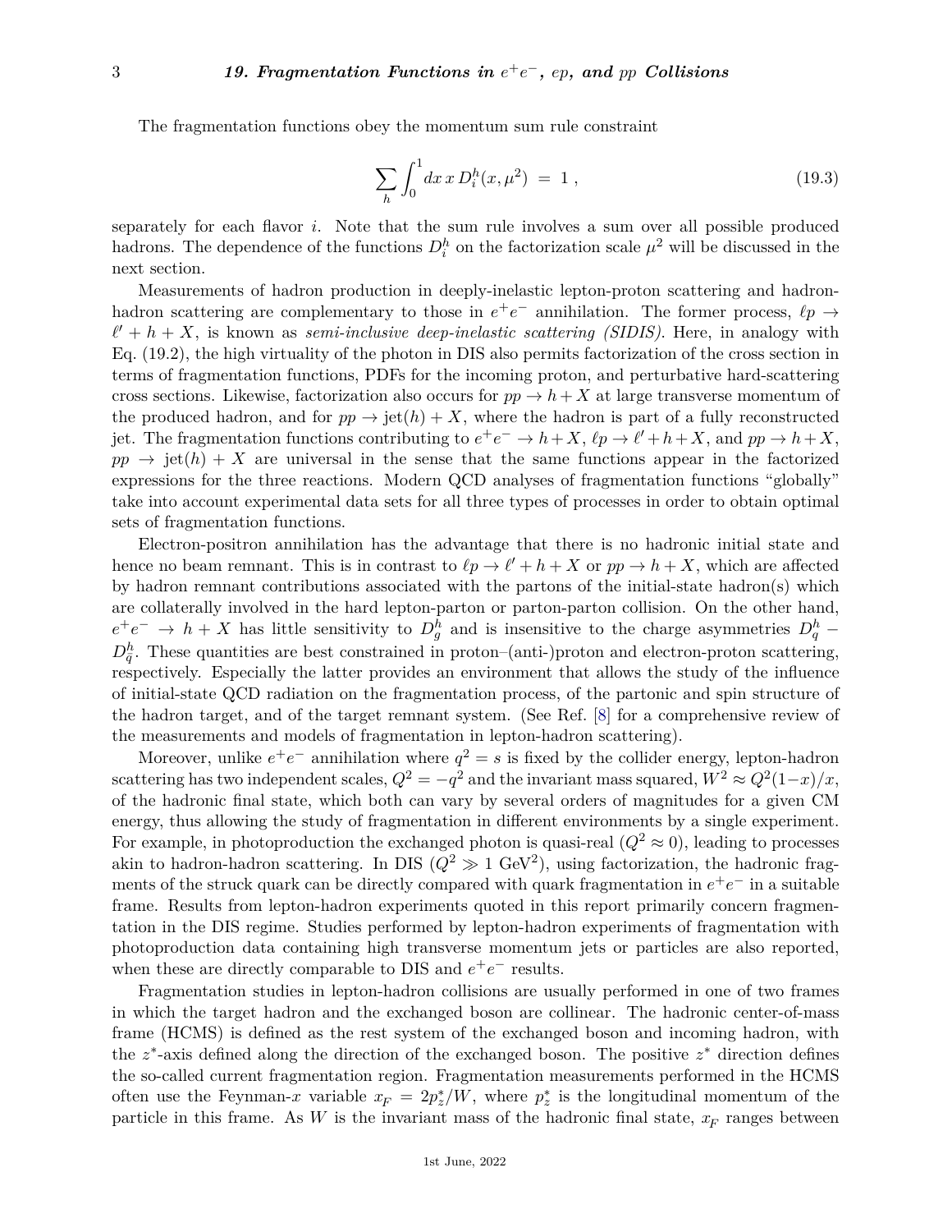The fragmentation functions obey the momentum sum rule constraint

$$\sum_h \int_0^1 dx\, x\, D_i^h(x, \mu^2) \;=\; 1\;, \tag{19.3}$$

separately for each flavor $i$. Note that the sum rule involves a sum over all possible produced hadrons. The dependence of the functions $D_i^h$ on the factorization scale $\mu^2$ will be discussed in the next section.

Measurements of hadron production in deeply-inelastic lepton-proton scattering and hadron-hadron scattering are complementary to those in $e^+e^-$ annihilation. The former process, $\ell p \to \ell' + h + X$, is known as *semi-inclusive deep-inelastic scattering (SIDIS)*. Here, in analogy with Eq. (19.2), the high virtuality of the photon in DIS also permits factorization of the cross section in terms of fragmentation functions, PDFs for the incoming proton, and perturbative hard-scattering cross sections. Likewise, factorization also occurs for $pp \to h + X$ at large transverse momentum of the produced hadron, and for $pp \to \text{jet}(h) + X$, where the hadron is part of a fully reconstructed jet. The fragmentation functions contributing to $e^+e^- \to h + X$, $\ell p \to \ell' + h + X$, and $pp \to h + X$, $pp \to \text{jet}(h) + X$ are universal in the sense that the same functions appear in the factorized expressions for the three reactions. Modern QCD analyses of fragmentation functions "globally" take into account experimental data sets for all three types of processes in order to obtain optimal sets of fragmentation functions.

Electron-positron annihilation has the advantage that there is no hadronic initial state and hence no beam remnant. This is in contrast to $\ell p \to \ell' + h + X$ or $pp \to h + X$, which are affected by hadron remnant contributions associated with the partons of the initial-state hadron(s) which are collaterally involved in the hard lepton-parton or parton-parton collision. On the other hand, $e^+e^- \to h + X$ has little sensitivity to $D_g^h$ and is insensitive to the charge asymmetries $D_q^h - D_{\bar{q}}^h$. These quantities are best constrained in proton–(anti-)proton and electron-proton scattering, respectively. Especially the latter provides an environment that allows the study of the influence of initial-state QCD radiation on the fragmentation process, of the partonic and spin structure of the hadron target, and of the target remnant system. (See Ref. [8] for a comprehensive review of the measurements and models of fragmentation in lepton-hadron scattering).

Moreover, unlike $e^+e^-$ annihilation where $q^2 = s$ is fixed by the collider energy, lepton-hadron scattering has two independent scales, $Q^2 = -q^2$ and the invariant mass squared, $W^2 \approx Q^2(1-x)/x$, of the hadronic final state, which both can vary by several orders of magnitudes for a given CM energy, thus allowing the study of fragmentation in different environments by a single experiment. For example, in photoproduction the exchanged photon is quasi-real ($Q^2 \approx 0$), leading to processes akin to hadron-hadron scattering. In DIS ($Q^2 \gg 1$ GeV$^2$), using factorization, the hadronic fragments of the struck quark can be directly compared with quark fragmentation in $e^+e^-$ in a suitable frame. Results from lepton-hadron experiments quoted in this report primarily concern fragmentation in the DIS regime. Studies performed by lepton-hadron experiments of fragmentation with photoproduction data containing high transverse momentum jets or particles are also reported, when these are directly comparable to DIS and $e^+e^-$ results.

Fragmentation studies in lepton-hadron collisions are usually performed in one of two frames in which the target hadron and the exchanged boson are collinear. The hadronic center-of-mass frame (HCMS) is defined as the rest system of the exchanged boson and incoming hadron, with the $z^*$-axis defined along the direction of the exchanged boson. The positive $z^*$ direction defines the so-called current fragmentation region. Fragmentation measurements performed in the HCMS often use the Feynman-$x$ variable $x_F = 2p_z^*/W$, where $p_z^*$ is the longitudinal momentum of the particle in this frame. As $W$ is the invariant mass of the hadronic final state, $x_F$ ranges between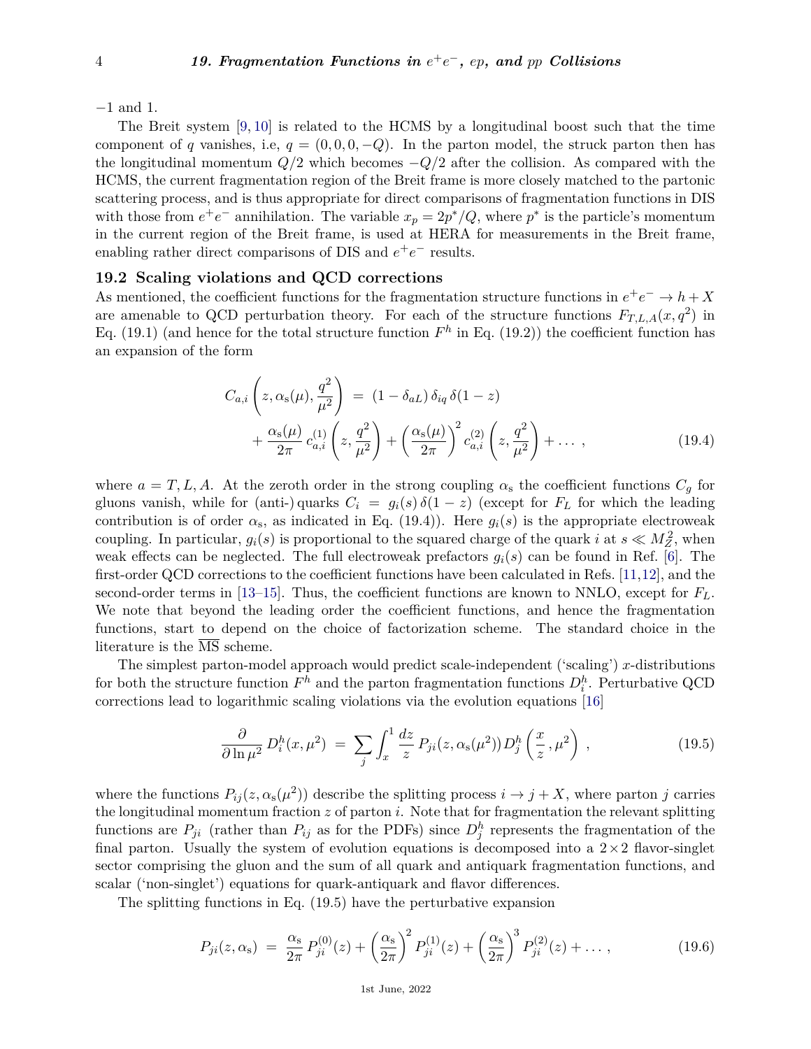−1 and 1.

The Breit system [9, 10] is related to the HCMS by a longitudinal boost such that the time component of $q$ vanishes, i.e, $q = (0, 0, 0, -Q)$. In the parton model, the struck parton then has the longitudinal momentum $Q/2$ which becomes $-Q/2$ after the collision. As compared with the HCMS, the current fragmentation region of the Breit frame is more closely matched to the partonic scattering process, and is thus appropriate for direct comparisons of fragmentation functions in DIS with those from $e^+e^-$ annihilation. The variable $x_p = 2p^*/Q$, where $p^*$ is the particle's momentum in the current region of the Breit frame, is used at HERA for measurements in the Breit frame, enabling rather direct comparisons of DIS and $e^+e^-$ results.

## 19.2 Scaling violations and QCD corrections

As mentioned, the coefficient functions for the fragmentation structure functions in $e^+e^- \to h + X$ are amenable to QCD perturbation theory. For each of the structure functions $F_{T,L,A}(x, q^2)$ in Eq. (19.1) (and hence for the total structure function $F^h$ in Eq. (19.2)) the coefficient function has an expansion of the form

$$C_{a,i}\left(z, \alpha_s(\mu), \frac{q^2}{\mu^2}\right) = (1 - \delta_{aL})\,\delta_{iq}\,\delta(1-z) + \frac{\alpha_s(\mu)}{2\pi}\,c^{(1)}_{a,i}\left(z, \frac{q^2}{\mu^2}\right) + \left(\frac{\alpha_s(\mu)}{2\pi}\right)^2 c^{(2)}_{a,i}\left(z, \frac{q^2}{\mu^2}\right) + \ldots\,, \tag{19.4}$$

where $a = T, L, A$. At the zeroth order in the strong coupling $\alpha_s$ the coefficient functions $C_g$ for gluons vanish, while for (anti-) quarks $C_i = g_i(s)\,\delta(1-z)$ (except for $F_L$ for which the leading contribution is of order $\alpha_s$, as indicated in Eq. (19.4)). Here $g_i(s)$ is the appropriate electroweak coupling. In particular, $g_i(s)$ is proportional to the squared charge of the quark $i$ at $s \ll M_Z^2$, when weak effects can be neglected. The full electroweak prefactors $g_i(s)$ can be found in Ref. [6]. The first-order QCD corrections to the coefficient functions have been calculated in Refs. [11,12], and the second-order terms in [13–15]. Thus, the coefficient functions are known to NNLO, except for $F_L$. We note that beyond the leading order the coefficient functions, and hence the fragmentation functions, start to depend on the choice of factorization scheme. The standard choice in the literature is the $\overline{\text{MS}}$ scheme.

The simplest parton-model approach would predict scale-independent ('scaling') $x$-distributions for both the structure function $F^h$ and the parton fragmentation functions $D_i^h$. Perturbative QCD corrections lead to logarithmic scaling violations via the evolution equations [16]

$$\frac{\partial}{\partial \ln \mu^2}\,D_i^h(x, \mu^2) = \sum_j \int_x^1 \frac{dz}{z}\,P_{ji}(z, \alpha_s(\mu^2))\,D_j^h\left(\frac{x}{z}, \mu^2\right)\,, \tag{19.5}$$

where the functions $P_{ij}(z, \alpha_s(\mu^2))$ describe the splitting process $i \to j + X$, where parton $j$ carries the longitudinal momentum fraction $z$ of parton $i$. Note that for fragmentation the relevant splitting functions are $P_{ji}$ (rather than $P_{ij}$ as for the PDFs) since $D_j^h$ represents the fragmentation of the final parton. Usually the system of evolution equations is decomposed into a $2\times2$ flavor-singlet sector comprising the gluon and the sum of all quark and antiquark fragmentation functions, and scalar ('non-singlet') equations for quark-antiquark and flavor differences.

The splitting functions in Eq. (19.5) have the perturbative expansion

$$P_{ji}(z, \alpha_s) = \frac{\alpha_s}{2\pi}\,P^{(0)}_{ji}(z) + \left(\frac{\alpha_s}{2\pi}\right)^2 P^{(1)}_{ji}(z) + \left(\frac{\alpha_s}{2\pi}\right)^3 P^{(2)}_{ji}(z) + \ldots\,, \tag{19.6}$$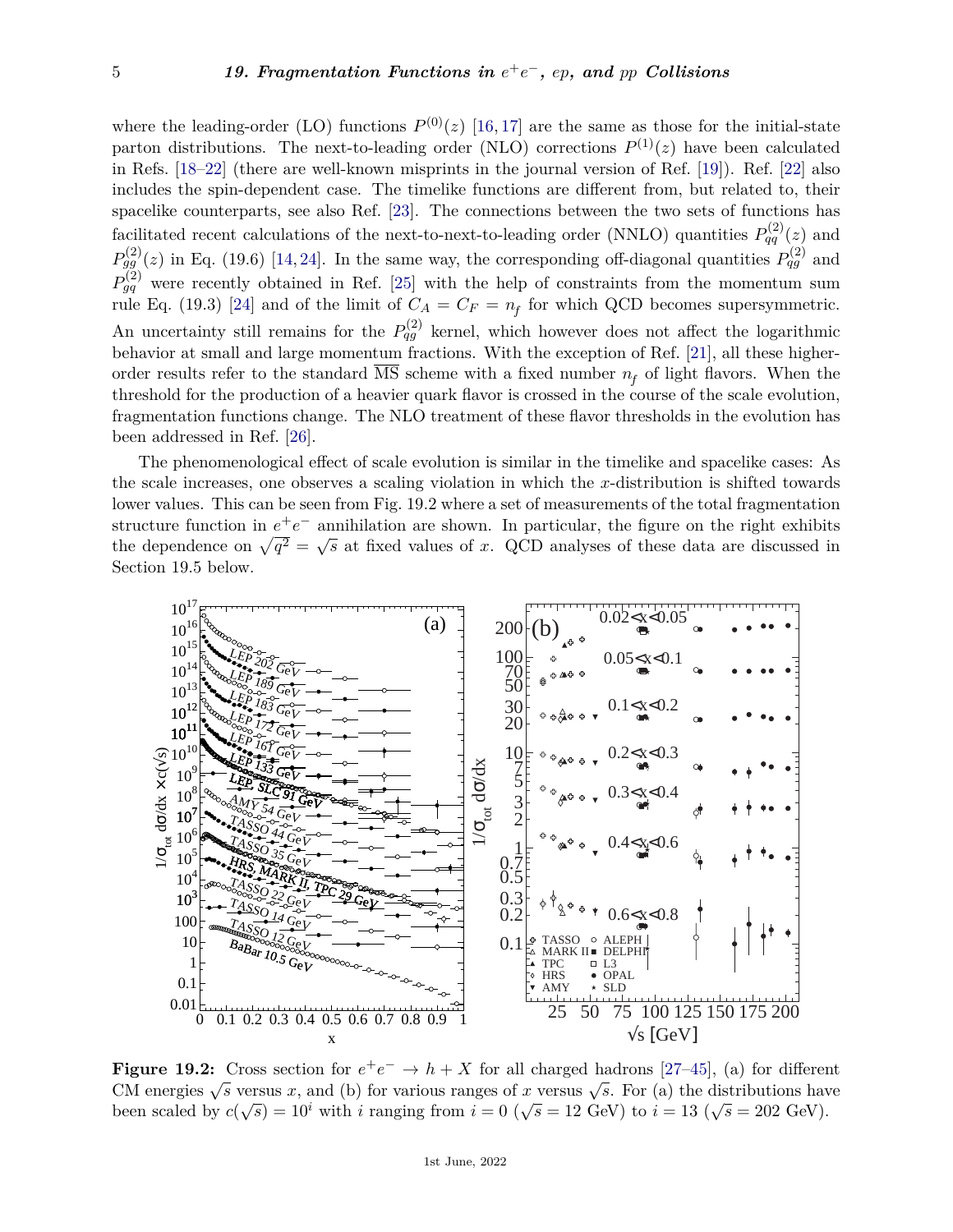where the leading-order (LO) functions $P^{(0)}(z)$ [16, 17] are the same as those for the initial-state parton distributions. The next-to-leading order (NLO) corrections $P^{(1)}(z)$ have been calculated in Refs. [18–22] (there are well-known misprints in the journal version of Ref. [19]). Ref. [22] also includes the spin-dependent case. The timelike functions are different from, but related to, their spacelike counterparts, see also Ref. [23]. The connections between the two sets of functions has facilitated recent calculations of the next-to-next-to-leading order (NNLO) quantities $P_{qq}^{(2)}(z)$ and $P_{gg}^{(2)}(z)$ in Eq. (19.6) [14, 24]. In the same way, the corresponding off-diagonal quantities $P_{qg}^{(2)}$ and $P_{gq}^{(2)}$ were recently obtained in Ref. [25] with the help of constraints from the momentum sum rule Eq. (19.3) [24] and of the limit of $C_A = C_F = n_f$ for which QCD becomes supersymmetric. An uncertainty still remains for the $P_{qg}^{(2)}$ kernel, which however does not affect the logarithmic behavior at small and large momentum fractions. With the exception of Ref. [21], all these higher-order results refer to the standard $\overline{\text{MS}}$ scheme with a fixed number $n_f$ of light flavors. When the threshold for the production of a heavier quark flavor is crossed in the course of the scale evolution, fragmentation functions change. The NLO treatment of these flavor thresholds in the evolution has been addressed in Ref. [26].

The phenomenological effect of scale evolution is similar in the timelike and spacelike cases: As the scale increases, one observes a scaling violation in which the $x$-distribution is shifted towards lower values. This can be seen from Fig. 19.2 where a set of measurements of the total fragmentation structure function in $e^+e^-$ annihilation are shown. In particular, the figure on the right exhibits the dependence on $\sqrt{q^2} = \sqrt{s}$ at fixed values of $x$. QCD analyses of these data are discussed in Section 19.5 below.

**Figure 19.2:** Cross section for $e^+e^- \to h + X$ for all charged hadrons [27–45], (a) for different CM energies $\sqrt{s}$ versus $x$, and (b) for various ranges of $x$ versus $\sqrt{s}$. For (a) the distributions have been scaled by $c(\sqrt{s}) = 10^i$ with $i$ ranging from $i = 0$ ($\sqrt{s} = 12$ GeV) to $i = 13$ ($\sqrt{s} = 202$ GeV).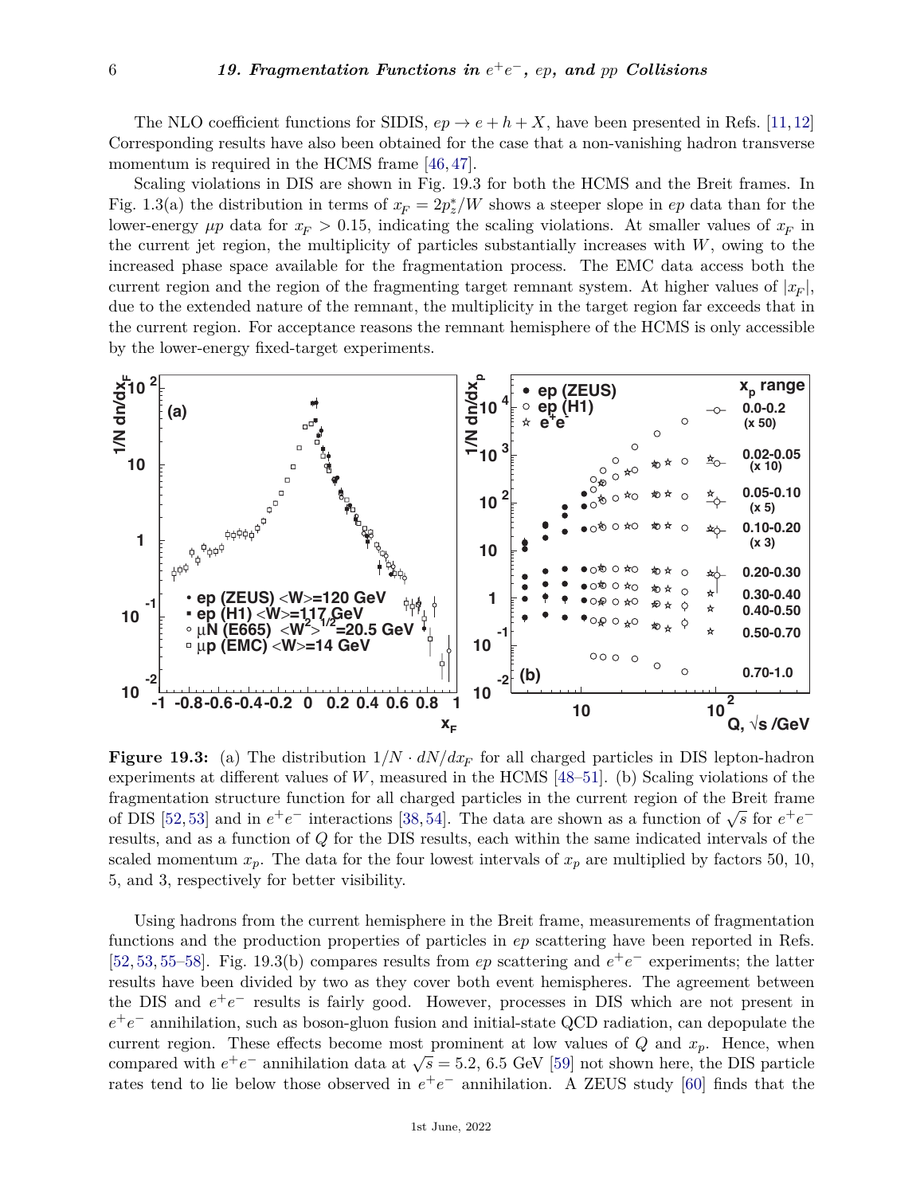The NLO coefficient functions for SIDIS, $ep \to e + h + X$, have been presented in Refs. [11,12] Corresponding results have also been obtained for the case that a non-vanishing hadron transverse momentum is required in the HCMS frame [46,47].

Scaling violations in DIS are shown in Fig. 19.3 for both the HCMS and the Breit frames. In Fig. 1.3(a) the distribution in terms of $x_F = 2p_z^*/W$ shows a steeper slope in $ep$ data than for the lower-energy $\mu p$ data for $x_F > 0.15$, indicating the scaling violations. At smaller values of $x_F$ in the current jet region, the multiplicity of particles substantially increases with $W$, owing to the increased phase space available for the fragmentation process. The EMC data access both the current region and the region of the fragmenting target remnant system. At higher values of $|x_F|$, due to the extended nature of the remnant, the multiplicity in the target region far exceeds that in the current region. For acceptance reasons the remnant hemisphere of the HCMS is only accessible by the lower-energy fixed-target experiments.

**Figure 19.3:** (a) The distribution $1/N \cdot dN/dx_F$ for all charged particles in DIS lepton-hadron experiments at different values of $W$, measured in the HCMS [48–51]. (b) Scaling violations of the fragmentation structure function for all charged particles in the current region of the Breit frame of DIS [52,53] and in $e^+e^-$ interactions [38,54]. The data are shown as a function of $\sqrt{s}$ for $e^+e^-$ results, and as a function of $Q$ for the DIS results, each within the same indicated intervals of the scaled momentum $x_p$. The data for the four lowest intervals of $x_p$ are multiplied by factors 50, 10, 5, and 3, respectively for better visibility.

Using hadrons from the current hemisphere in the Breit frame, measurements of fragmentation functions and the production properties of particles in $ep$ scattering have been reported in Refs. [52,53,55–58]. Fig. 19.3(b) compares results from $ep$ scattering and $e^+e^-$ experiments; the latter results have been divided by two as they cover both event hemispheres. The agreement between the DIS and $e^+e^-$ results is fairly good. However, processes in DIS which are not present in $e^+e^-$ annihilation, such as boson-gluon fusion and initial-state QCD radiation, can depopulate the current region. These effects become most prominent at low values of $Q$ and $x_p$. Hence, when compared with $e^+e^-$ annihilation data at $\sqrt{s} = 5.2$, 6.5 GeV [59] not shown here, the DIS particle rates tend to lie below those observed in $e^+e^-$ annihilation. A ZEUS study [60] finds that the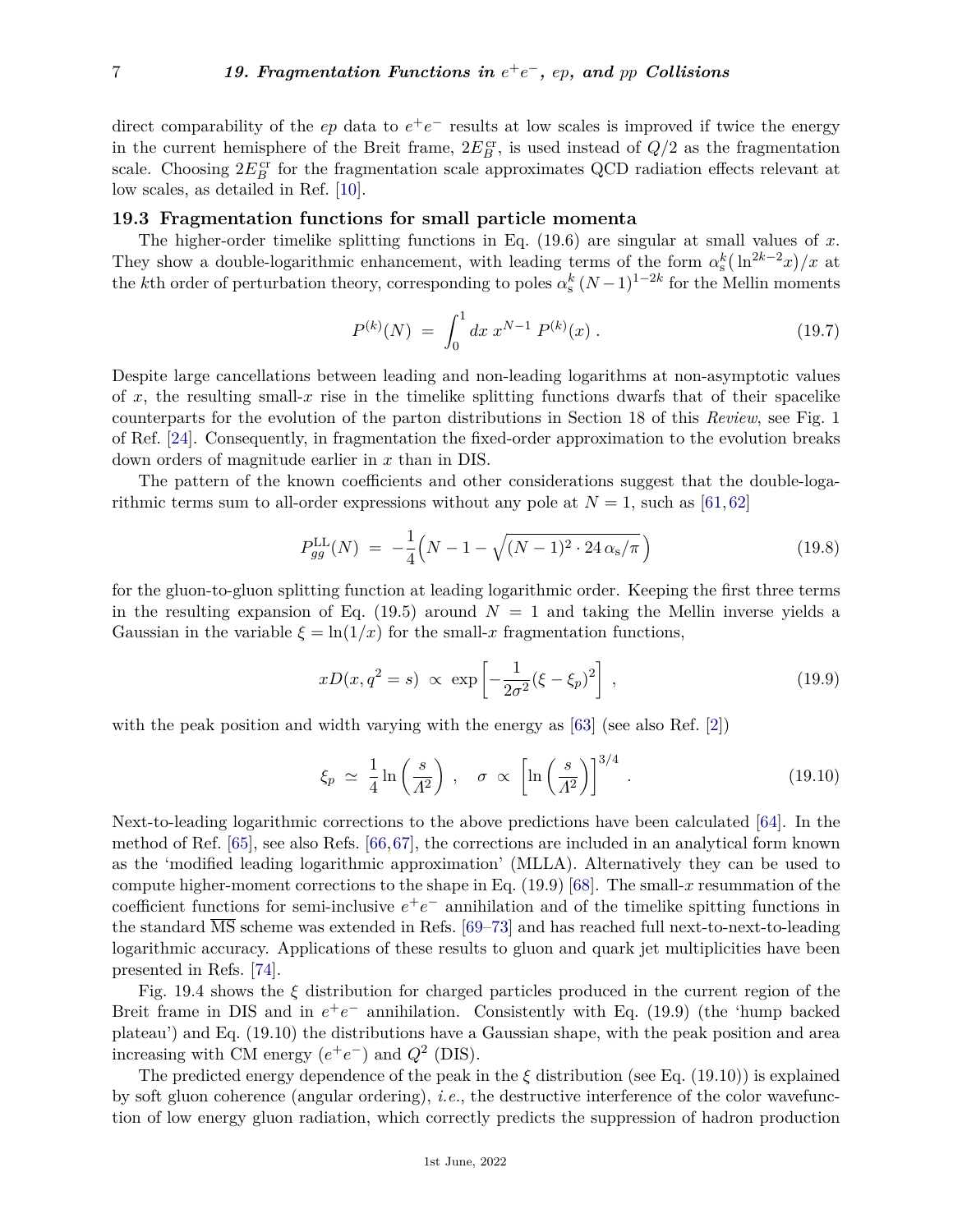direct comparability of the $ep$ data to $e^+e^-$ results at low scales is improved if twice the energy in the current hemisphere of the Breit frame, $2E_B^{\rm cr}$, is used instead of $Q/2$ as the fragmentation scale. Choosing $2E_B^{\rm cr}$ for the fragmentation scale approximates QCD radiation effects relevant at low scales, as detailed in Ref. [10].

### 19.3 Fragmentation functions for small particle momenta

The higher-order timelike splitting functions in Eq. (19.6) are singular at small values of $x$. They show a double-logarithmic enhancement, with leading terms of the form $\alpha_{\rm s}^k(\ln^{2k-2}x)/x$ at the $k$th order of perturbation theory, corresponding to poles $\alpha_{\rm s}^k\,(N-1)^{1-2k}$ for the Mellin moments

$$P^{(k)}(N) \;=\; \int_0^1 dx\; x^{N-1}\, P^{(k)}(x)\;. \tag{19.7}$$

Despite large cancellations between leading and non-leading logarithms at non-asymptotic values of $x$, the resulting small-$x$ rise in the timelike splitting functions dwarfs that of their spacelike counterparts for the evolution of the parton distributions in Section 18 of this *Review*, see Fig. 1 of Ref. [24]. Consequently, in fragmentation the fixed-order approximation to the evolution breaks down orders of magnitude earlier in $x$ than in DIS.

The pattern of the known coefficients and other considerations suggest that the double-logarithmic terms sum to all-order expressions without any pole at $N=1$, such as [61, 62]

$$P_{gg}^{\rm LL}(N) \;=\; -\frac{1}{4}\Big(N-1-\sqrt{(N-1)^2\cdot 24\,\alpha_{\rm s}/\pi}\,\Big) \tag{19.8}$$

for the gluon-to-gluon splitting function at leading logarithmic order. Keeping the first three terms in the resulting expansion of Eq. (19.5) around $N=1$ and taking the Mellin inverse yields a Gaussian in the variable $\xi=\ln(1/x)$ for the small-$x$ fragmentation functions,

$$xD(x,q^2=s)\;\propto\;\exp\left[-\frac{1}{2\sigma^2}(\xi-\xi_p)^2\right]\;, \tag{19.9}$$

with the peak position and width varying with the energy as [63] (see also Ref. [2])

$$\xi_p\;\simeq\;\frac{1}{4}\ln\left(\frac{s}{\Lambda^2}\right)\;,\quad \sigma\;\propto\;\left[\ln\left(\frac{s}{\Lambda^2}\right)\right]^{3/4}\;. \tag{19.10}$$

Next-to-leading logarithmic corrections to the above predictions have been calculated [64]. In the method of Ref. [65], see also Refs. [66, 67], the corrections are included in an analytical form known as the 'modified leading logarithmic approximation' (MLLA). Alternatively they can be used to compute higher-moment corrections to the shape in Eq. (19.9) [68]. The small-$x$ resummation of the coefficient functions for semi-inclusive $e^+e^-$ annihilation and of the timelike spitting functions in the standard $\overline{\rm MS}$ scheme was extended in Refs. [69–73] and has reached full next-to-next-to-leading logarithmic accuracy. Applications of these results to gluon and quark jet multiplicities have been presented in Refs. [74].

Fig. 19.4 shows the $\xi$ distribution for charged particles produced in the current region of the Breit frame in DIS and in $e^+e^-$ annihilation. Consistently with Eq. (19.9) (the 'hump backed plateau') and Eq. (19.10) the distributions have a Gaussian shape, with the peak position and area increasing with CM energy ($e^+e^-$) and $Q^2$ (DIS).

The predicted energy dependence of the peak in the $\xi$ distribution (see Eq. (19.10)) is explained by soft gluon coherence (angular ordering), *i.e.*, the destructive interference of the color wavefunction of low energy gluon radiation, which correctly predicts the suppression of hadron production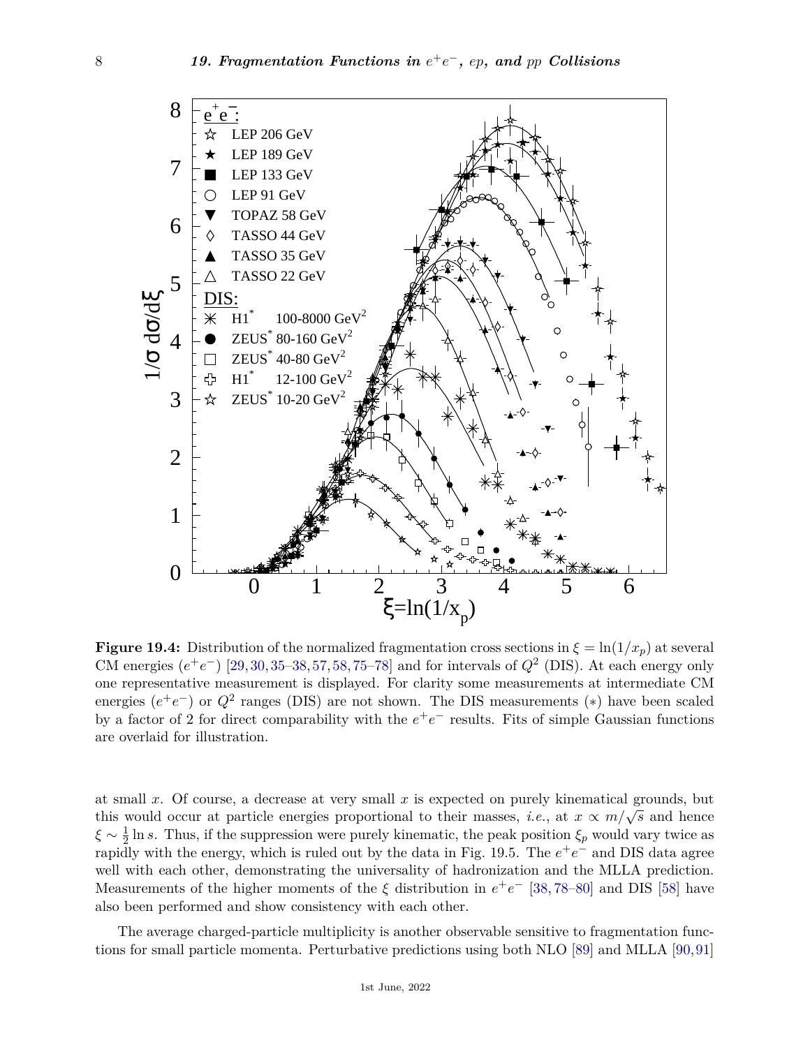**Figure 19.4:** Distribution of the normalized fragmentation cross sections in $\xi = \ln(1/x_p)$ at several CM energies ($e^+e^-$) [29, 30, 35–38, 57, 58, 75–78] and for intervals of $Q^2$ (DIS). At each energy only one representative measurement is displayed. For clarity some measurements at intermediate CM energies ($e^+e^-$) or $Q^2$ ranges (DIS) are not shown. The DIS measurements ($*$) have been scaled by a factor of 2 for direct comparability with the $e^+e^-$ results. Fits of simple Gaussian functions are overlaid for illustration.

at small $x$. Of course, a decrease at very small $x$ is expected on purely kinematical grounds, but this would occur at particle energies proportional to their masses, *i.e.*, at $x \propto m/\sqrt{s}$ and hence $\xi \sim \frac{1}{2}\ln s$. Thus, if the suppression were purely kinematic, the peak position $\xi_p$ would vary twice as rapidly with the energy, which is ruled out by the data in Fig. 19.5. The $e^+e^-$ and DIS data agree well with each other, demonstrating the universality of hadronization and the MLLA prediction. Measurements of the higher moments of the $\xi$ distribution in $e^+e^-$ [38, 78–80] and DIS [58] have also been performed and show consistency with each other.

The average charged-particle multiplicity is another observable sensitive to fragmentation functions for small particle momenta. Perturbative predictions using both NLO [89] and MLLA [90, 91]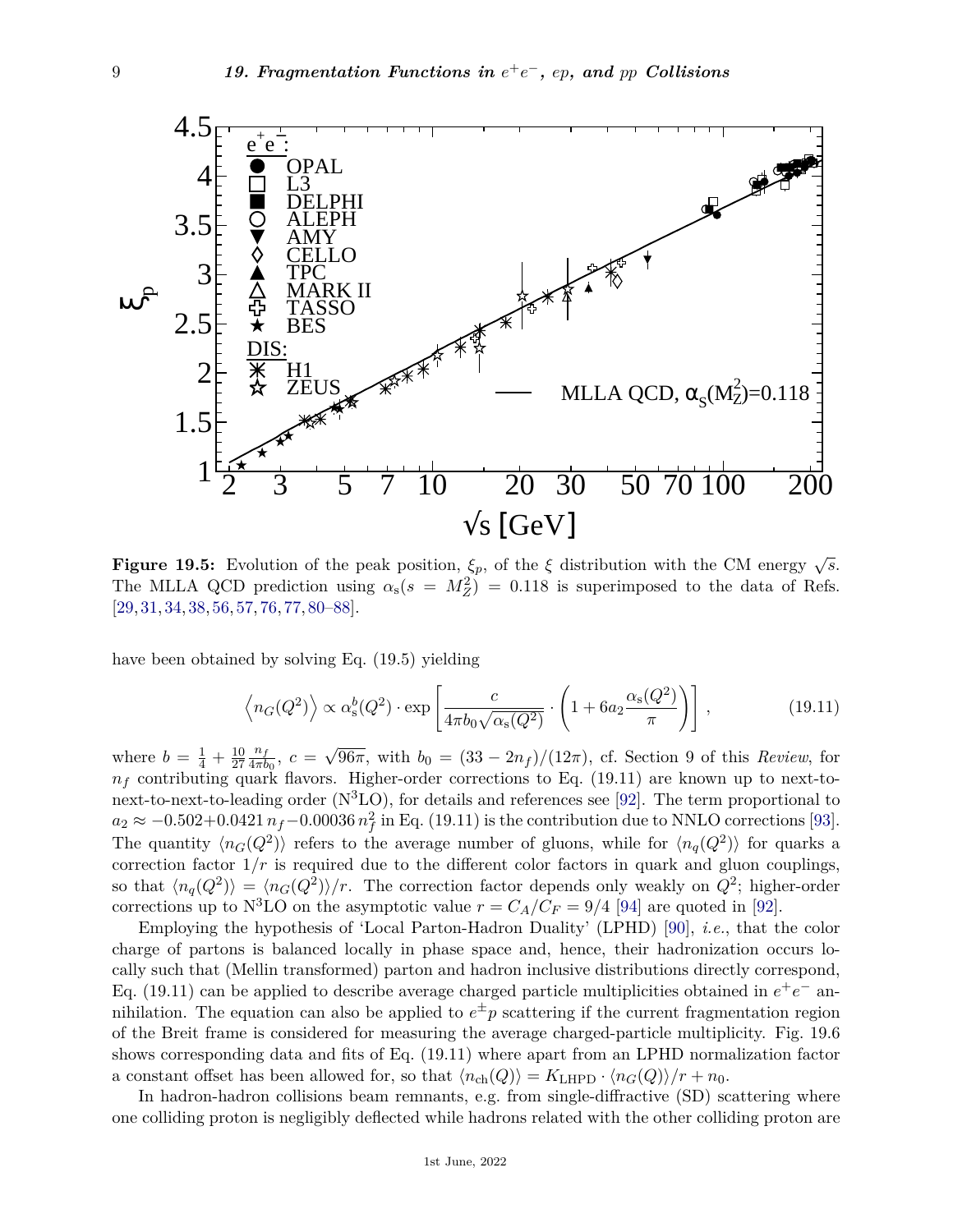**Figure 19.5:** Evolution of the peak position, $\xi_p$, of the $\xi$ distribution with the CM energy $\sqrt{s}$. The MLLA QCD prediction using $\alpha_s(s = M_Z^2) = 0.118$ is superimposed to the data of Refs. [29, 31, 34, 38, 56, 57, 76, 77, 80–88].

have been obtained by solving Eq. (19.5) yielding

$$\left\langle n_G(Q^2)\right\rangle \propto \alpha_s^b(Q^2) \cdot \exp\left[\frac{c}{4\pi b_0\sqrt{\alpha_s(Q^2)}} \cdot \left(1 + 6a_2\frac{\alpha_s(Q^2)}{\pi}\right)\right], \tag{19.11}$$

where $b = \frac{1}{4} + \frac{10}{27}\frac{n_f}{4\pi b_0}$, $c = \sqrt{96\pi}$, with $b_0 = (33 - 2n_f)/(12\pi)$, cf. Section 9 of this *Review*, for $n_f$ contributing quark flavors. Higher-order corrections to Eq. (19.11) are known up to next-to-next-to-next-to-leading order ($\mathrm{N^3LO}$), for details and references see [92]. The term proportional to $a_2 \approx -0.502 + 0.0421\, n_f - 0.00036\, n_f^2$ in Eq. (19.11) is the contribution due to NNLO corrections [93]. The quantity $\langle n_G(Q^2)\rangle$ refers to the average number of gluons, while for $\langle n_q(Q^2)\rangle$ for quarks a correction factor $1/r$ is required due to the different color factors in quark and gluon couplings, so that $\langle n_q(Q^2)\rangle = \langle n_G(Q^2)\rangle/r$. The correction factor depends only weakly on $Q^2$; higher-order corrections up to $\mathrm{N^3LO}$ on the asymptotic value $r = C_A/C_F = 9/4$ [94] are quoted in [92].

Employing the hypothesis of 'Local Parton-Hadron Duality' (LPHD) [90], *i.e.*, that the color charge of partons is balanced locally in phase space and, hence, their hadronization occurs locally such that (Mellin transformed) parton and hadron inclusive distributions directly correspond, Eq. (19.11) can be applied to describe average charged particle multiplicities obtained in $e^+e^-$ annihilation. The equation can also be applied to $e^{\pm}p$ scattering if the current fragmentation region of the Breit frame is considered for measuring the average charged-particle multiplicity. Fig. 19.6 shows corresponding data and fits of Eq. (19.11) where apart from an LPHD normalization factor a constant offset has been allowed for, so that $\langle n_{\mathrm{ch}}(Q)\rangle = K_{\mathrm{LHPD}} \cdot \langle n_G(Q)\rangle/r + n_0$.

In hadron-hadron collisions beam remnants, e.g. from single-diffractive (SD) scattering where one colliding proton is negligibly deflected while hadrons related with the other colliding proton are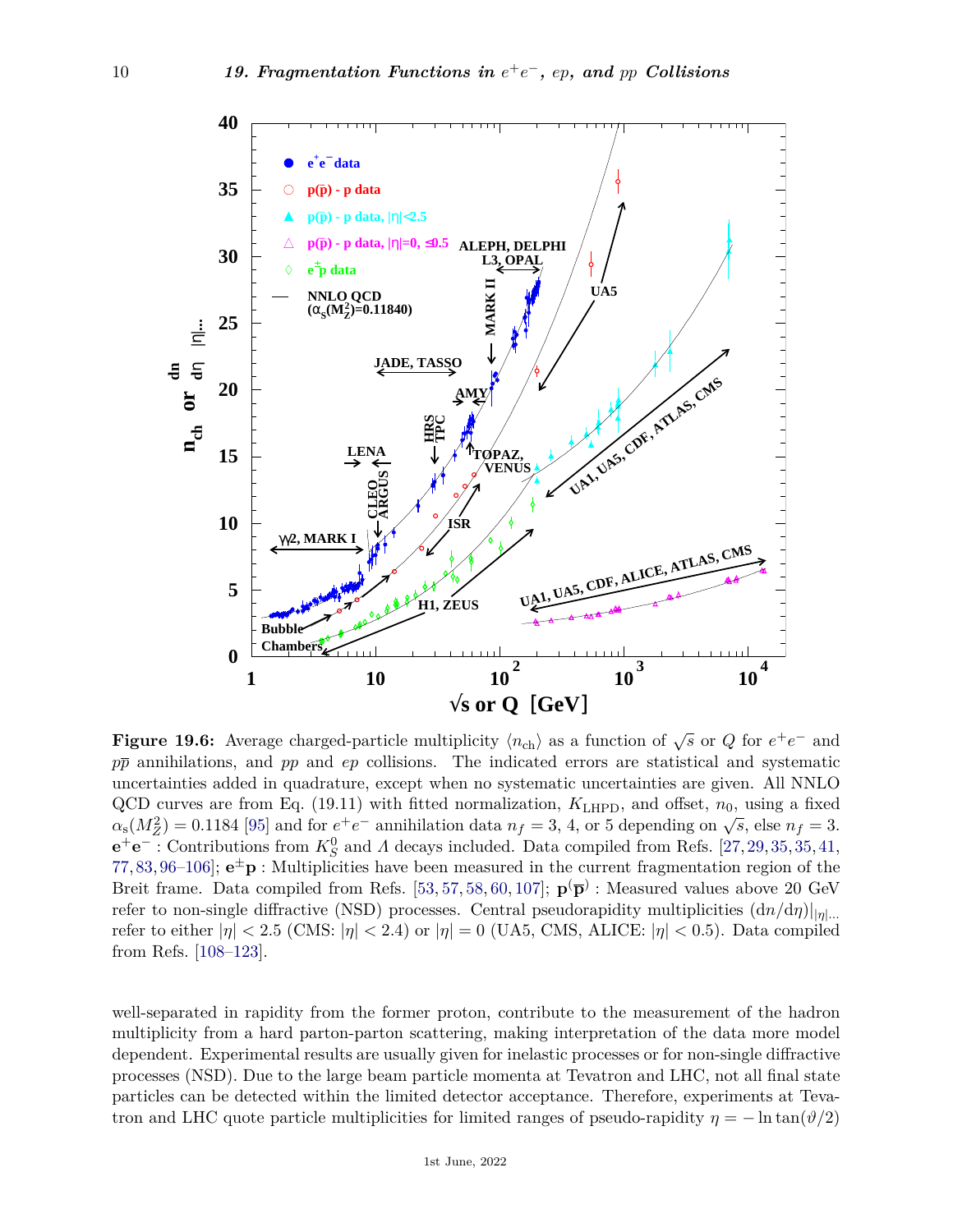**Figure 19.6:** Average charged-particle multiplicity $\langle n_{\rm ch}\rangle$ as a function of $\sqrt{s}$ or $Q$ for $e^+e^-$ and $p\bar{p}$ annihilations, and $pp$ and $ep$ collisions. The indicated errors are statistical and systematic uncertainties added in quadrature, except when no systematic uncertainties are given. All NNLO QCD curves are from Eq. (19.11) with fitted normalization, $K_{\rm LHPD}$, and offset, $n_0$, using a fixed $\alpha_s(M_Z^2) = 0.1184$ [95] and for $e^+e^-$ annihilation data $n_f = 3$, 4, or 5 depending on $\sqrt{s}$, else $n_f = 3$. $\mathbf{e^+e^-}$ : Contributions from $K_S^0$ and $\Lambda$ decays included. Data compiled from Refs. [27, 29, 35, 35, 41, 77, 83, 96–106]; $\mathbf{e^\pm p}$ : Multiplicities have been measured in the current fragmentation region of the Breit frame. Data compiled from Refs. [53, 57, 58, 60, 107]; $\mathbf{p^{(}\overline{p}^{)}}$ : Measured values above 20 GeV refer to non-single diffractive (NSD) processes. Central pseudorapidity multiplicities $(dn/d\eta))|_{|\eta|...}$ refer to either $|\eta| < 2.5$ (CMS: $|\eta| < 2.4$) or $|\eta| = 0$ (UA5, CMS, ALICE: $|\eta| < 0.5$). Data compiled from Refs. [108–123].

well-separated in rapidity from the former proton, contribute to the measurement of the hadron multiplicity from a hard parton-parton scattering, making interpretation of the data more model dependent. Experimental results are usually given for inelastic processes or for non-single diffractive processes (NSD). Due to the large beam particle momenta at Tevatron and LHC, not all final state particles can be detected within the limited detector acceptance. Therefore, experiments at Tevatron and LHC quote particle multiplicities for limited ranges of pseudo-rapidity $\eta = -\ln\tan(\vartheta/2)$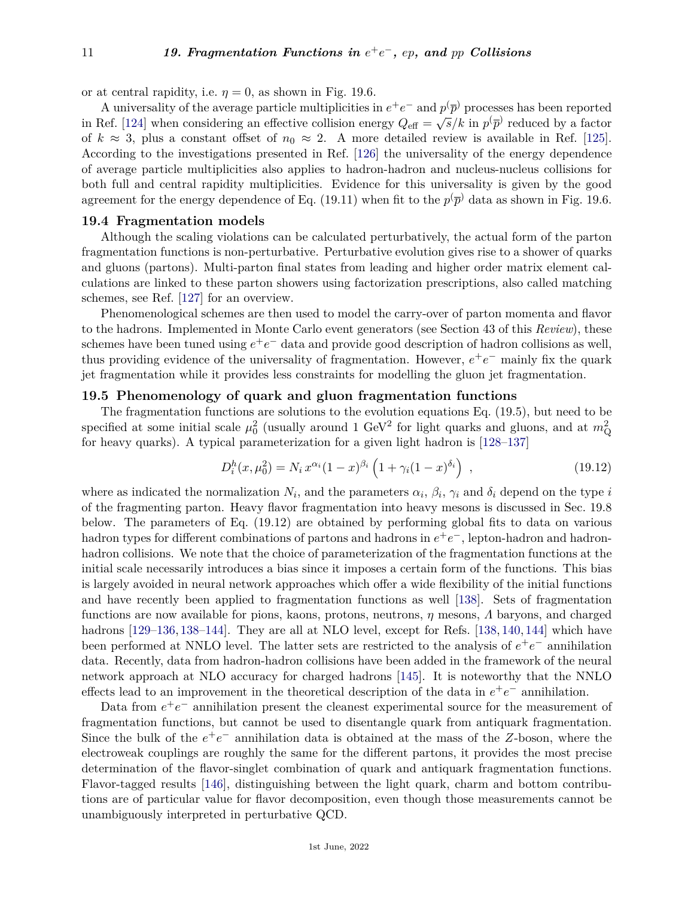or at central rapidity, i.e. $\eta = 0$, as shown in Fig. 19.6.

A universality of the average particle multiplicities in $e^+e^-$ and $p^{(}\overline{p}^{)}$ processes has been reported in Ref. [124] when considering an effective collision energy $Q_{\text{eff}} = \sqrt{s}/k$ in $p^{(}\overline{p}^{)}$ reduced by a factor of $k \approx 3$, plus a constant offset of $n_0 \approx 2$. A more detailed review is available in Ref. [125]. According to the investigations presented in Ref. [126] the universality of the energy dependence of average particle multiplicities also applies to hadron-hadron and nucleus-nucleus collisions for both full and central rapidity multiplicities. Evidence for this universality is given by the good agreement for the energy dependence of Eq. (19.11) when fit to the $p^{(}\overline{p}^{)}$ data as shown in Fig. 19.6.

## 19.4 Fragmentation models

Although the scaling violations can be calculated perturbatively, the actual form of the parton fragmentation functions is non-perturbative. Perturbative evolution gives rise to a shower of quarks and gluons (partons). Multi-parton final states from leading and higher order matrix element calculations are linked to these parton showers using factorization prescriptions, also called matching schemes, see Ref. [127] for an overview.

Phenomenological schemes are then used to model the carry-over of parton momenta and flavor to the hadrons. Implemented in Monte Carlo event generators (see Section 43 of this *Review*), these schemes have been tuned using $e^+e^-$ data and provide good description of hadron collisions as well, thus providing evidence of the universality of fragmentation. However, $e^+e^-$ mainly fix the quark jet fragmentation while it provides less constraints for modelling the gluon jet fragmentation.

## 19.5 Phenomenology of quark and gluon fragmentation functions

The fragmentation functions are solutions to the evolution equations Eq. (19.5), but need to be specified at some initial scale $\mu_0^2$ (usually around 1 GeV$^2$ for light quarks and gluons, and at $m_Q^2$ for heavy quarks). A typical parameterization for a given light hadron is [128–137]

$$D_i^h(x, \mu_0^2) = N_i\, x^{\alpha_i}(1-x)^{\beta_i}\left(1 + \gamma_i(1-x)^{\delta_i}\right)\ , \tag{19.12}$$

where as indicated the normalization $N_i$, and the parameters $\alpha_i$, $\beta_i$, $\gamma_i$ and $\delta_i$ depend on the type $i$ of the fragmenting parton. Heavy flavor fragmentation into heavy mesons is discussed in Sec. 19.8 below. The parameters of Eq. (19.12) are obtained by performing global fits to data on various hadron types for different combinations of partons and hadrons in $e^+e^-$, lepton-hadron and hadron-hadron collisions. We note that the choice of parameterization of the fragmentation functions at the initial scale necessarily introduces a bias since it imposes a certain form of the functions. This bias is largely avoided in neural network approaches which offer a wide flexibility of the initial functions and have recently been applied to fragmentation functions as well [138]. Sets of fragmentation functions are now available for pions, kaons, protons, neutrons, $\eta$ mesons, $\Lambda$ baryons, and charged hadrons [129–136, 138–144]. They are all at NLO level, except for Refs. [138, 140, 144] which have been performed at NNLO level. The latter sets are restricted to the analysis of $e^+e^-$ annihilation data. Recently, data from hadron-hadron collisions have been added in the framework of the neural network approach at NLO accuracy for charged hadrons [145]. It is noteworthy that the NNLO effects lead to an improvement in the theoretical description of the data in $e^+e^-$ annihilation.

Data from $e^+e^-$ annihilation present the cleanest experimental source for the measurement of fragmentation functions, but cannot be used to disentangle quark from antiquark fragmentation. Since the bulk of the $e^+e^-$ annihilation data is obtained at the mass of the $Z$-boson, where the electroweak couplings are roughly the same for the different partons, it provides the most precise determination of the flavor-singlet combination of quark and antiquark fragmentation functions. Flavor-tagged results [146], distinguishing between the light quark, charm and bottom contributions are of particular value for flavor decomposition, even though those measurements cannot be unambiguously interpreted in perturbative QCD.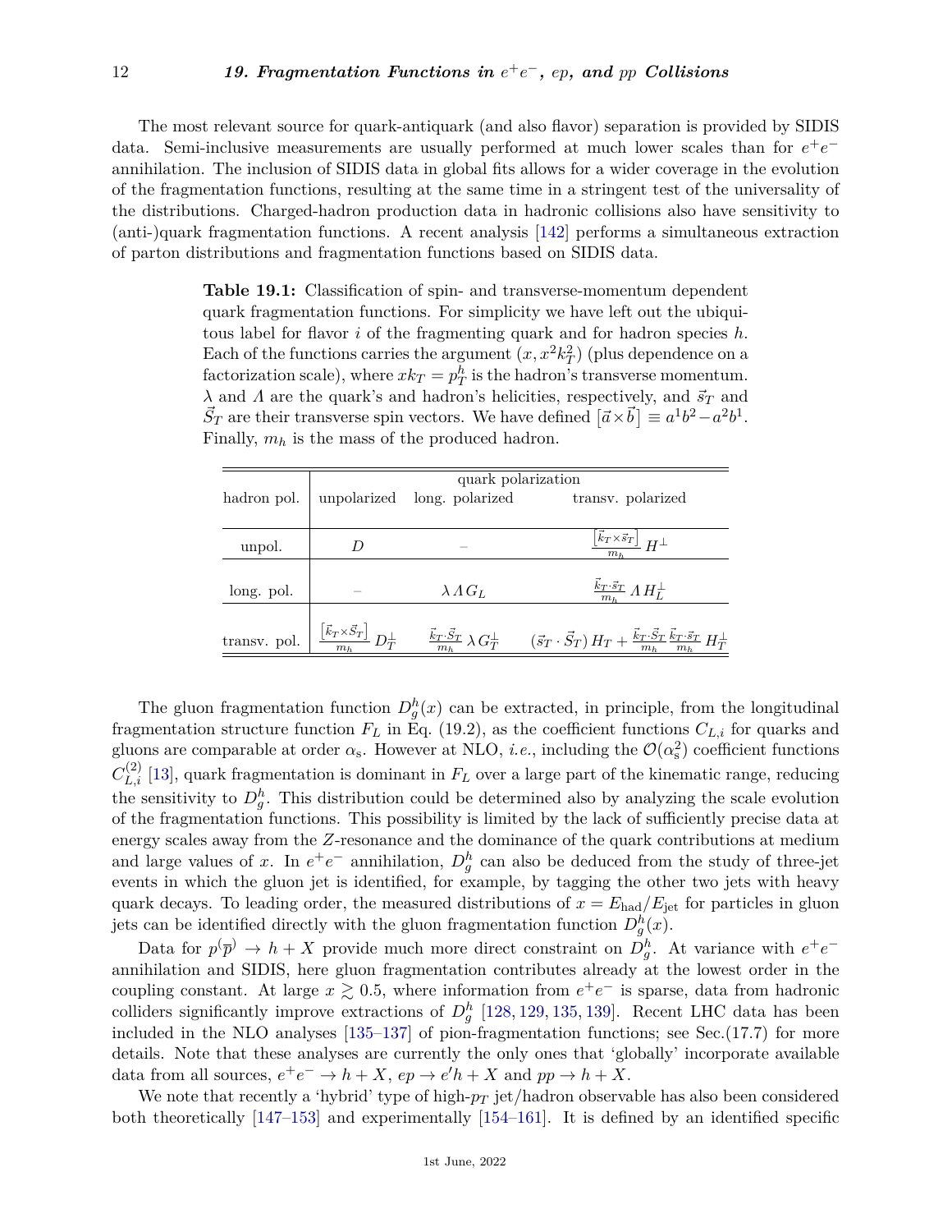The most relevant source for quark-antiquark (and also flavor) separation is provided by SIDIS data. Semi-inclusive measurements are usually performed at much lower scales than for $e^+e^-$ annihilation. The inclusion of SIDIS data in global fits allows for a wider coverage in the evolution of the fragmentation functions, resulting at the same time in a stringent test of the universality of the distributions. Charged-hadron production data in hadronic collisions also have sensitivity to (anti-)quark fragmentation functions. A recent analysis [142] performs a simultaneous extraction of parton distributions and fragmentation functions based on SIDIS data.

**Table 19.1:** Classification of spin- and transverse-momentum dependent quark fragmentation functions. For simplicity we have left out the ubiquitous label for flavor $i$ of the fragmenting quark and for hadron species $h$. Each of the functions carries the argument $(x, x^2 k_T^2)$ (plus dependence on a factorization scale), where $x k_T = p_T^h$ is the hadron's transverse momentum. $\lambda$ and $\Lambda$ are the quark's and hadron's helicities, respectively, and $\vec{s}_T$ and $\vec{S}_T$ are their transverse spin vectors. We have defined $\left[\vec{a}\times\vec{b}\right] \equiv a^1 b^2 - a^2 b^1$. Finally, $m_h$ is the mass of the produced hadron.

| hadron pol. | quark polarization: unpolarized | long. polarized | transv. polarized |
|---|---|---|---|
| unpol. | $D$ | – | $\frac{\left[\vec{k}_T\times\vec{s}_T\right]}{m_h} H^{\perp}$ |
| long. pol. | – | $\lambda\,\Lambda\, G_L$ | $\frac{\vec{k}_T\cdot\vec{s}_T}{m_h}\,\Lambda\, H_L^{\perp}$ |
| transv. pol. | $\frac{\left[\vec{k}_T\times\vec{S}_T\right]}{m_h} D_T^{\perp}$ | $\frac{\vec{k}_T\cdot\vec{S}_T}{m_h}\,\lambda\, G_T^{\perp}$ | $(\vec{s}_T\cdot\vec{S}_T)\, H_T + \frac{\vec{k}_T\cdot\vec{S}_T}{m_h}\frac{\vec{k}_T\cdot\vec{s}_T}{m_h} H_T^{\perp}$ |

The gluon fragmentation function $D_g^h(x)$ can be extracted, in principle, from the longitudinal fragmentation structure function $F_L$ in Eq. (19.2), as the coefficient functions $C_{L,i}$ for quarks and gluons are comparable at order $\alpha_s$. However at NLO, *i.e.*, including the $\mathcal{O}(\alpha_s^2)$ coefficient functions $C_{L,i}^{(2)}$ [13], quark fragmentation is dominant in $F_L$ over a large part of the kinematic range, reducing the sensitivity to $D_g^h$. This distribution could be determined also by analyzing the scale evolution of the fragmentation functions. This possibility is limited by the lack of sufficiently precise data at energy scales away from the $Z$-resonance and the dominance of the quark contributions at medium and large values of $x$. In $e^+e^-$ annihilation, $D_g^h$ can also be deduced from the study of three-jet events in which the gluon jet is identified, for example, by tagging the other two jets with heavy quark decays. To leading order, the measured distributions of $x = E_{\rm had}/E_{\rm jet}$ for particles in gluon jets can be identified directly with the gluon fragmentation function $D_g^h(x)$.

Data for $p\overset{(}{\overline{p}}\overset{)}{} \to h + X$ provide much more direct constraint on $D_g^h$. At variance with $e^+e^-$ annihilation and SIDIS, here gluon fragmentation contributes already at the lowest order in the coupling constant. At large $x \gtrsim 0.5$, where information from $e^+e^-$ is sparse, data from hadronic colliders significantly improve extractions of $D_g^h$ [128, 129, 135, 139]. Recent LHC data has been included in the NLO analyses [135–137] of pion-fragmentation functions; see Sec.(17.7) for more details. Note that these analyses are currently the only ones that 'globally' incorporate available data from all sources, $e^+e^- \to h + X$, $ep \to e'h + X$ and $pp \to h + X$.

We note that recently a 'hybrid' type of high-$p_T$ jet/hadron observable has also been considered both theoretically [147–153] and experimentally [154–161]. It is defined by an identified specific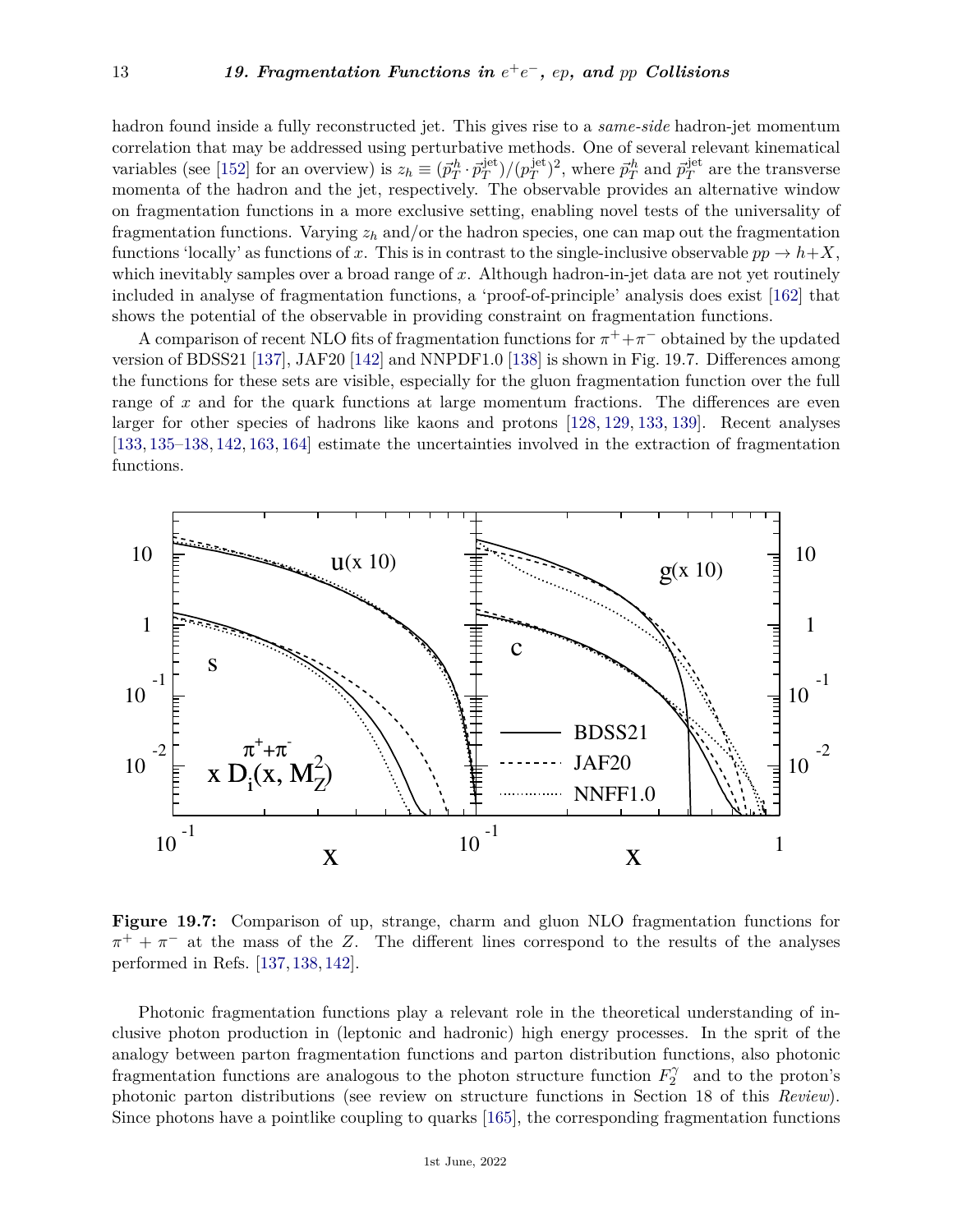hadron found inside a fully reconstructed jet. This gives rise to a *same-side* hadron-jet momentum correlation that may be addressed using perturbative methods. One of several relevant kinematical variables (see [152] for an overview) is $z_h \equiv (\vec{p}_T^{\,h} \cdot \vec{p}_T^{\,\rm jet})/(p_T^{\rm jet})^2$, where $\vec{p}_T^{\,h}$ and $\vec{p}_T^{\,\rm jet}$ are the transverse momenta of the hadron and the jet, respectively. The observable provides an alternative window on fragmentation functions in a more exclusive setting, enabling novel tests of the universality of fragmentation functions. Varying $z_h$ and/or the hadron species, one can map out the fragmentation functions 'locally' as functions of $x$. This is in contrast to the single-inclusive observable $pp \to h+X$, which inevitably samples over a broad range of $x$. Although hadron-in-jet data are not yet routinely included in analyse of fragmentation functions, a 'proof-of-principle' analysis does exist [162] that shows the potential of the observable in providing constraint on fragmentation functions.

A comparison of recent NLO fits of fragmentation functions for $\pi^+ + \pi^-$ obtained by the updated version of BDSS21 [137], JAF20 [142] and NNPDF1.0 [138] is shown in Fig. 19.7. Differences among the functions for these sets are visible, especially for the gluon fragmentation function over the full range of $x$ and for the quark functions at large momentum fractions. The differences are even larger for other species of hadrons like kaons and protons [128, 129, 133, 139]. Recent analyses [133, 135–138, 142, 163, 164] estimate the uncertainties involved in the extraction of fragmentation functions.

**Figure 19.7:** Comparison of up, strange, charm and gluon NLO fragmentation functions for $\pi^+ + \pi^-$ at the mass of the $Z$. The different lines correspond to the results of the analyses performed in Refs. [137, 138, 142].

Photonic fragmentation functions play a relevant role in the theoretical understanding of inclusive photon production in (leptonic and hadronic) high energy processes. In the sprit of the analogy between parton fragmentation functions and parton distribution functions, also photonic fragmentation functions are analogous to the photon structure function $F_2^\gamma$ and to the proton's photonic parton distributions (see review on structure functions in Section 18 of this *Review*). Since photons have a pointlike coupling to quarks [165], the corresponding fragmentation functions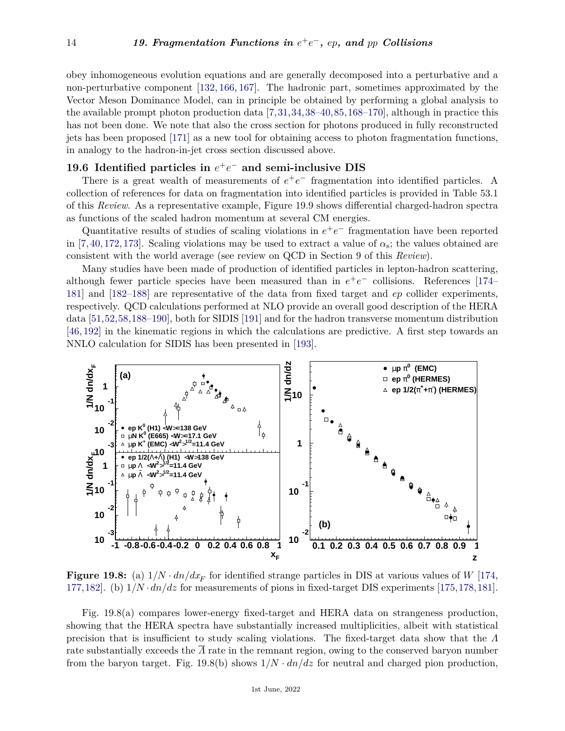obey inhomogeneous evolution equations and are generally decomposed into a perturbative and a non-perturbative component [132, 166, 167]. The hadronic part, sometimes approximated by the Vector Meson Dominance Model, can in principle be obtained by performing a global analysis to the available prompt photon production data [7, 31, 34, 38–40, 85, 168–170], although in practice this has not been done. We note that also the cross section for photons produced in fully reconstructed jets has been proposed [171] as a new tool for obtaining access to photon fragmentation functions, in analogy to the hadron-in-jet cross section discussed above.

## 19.6 Identified particles in $e^+e^-$ and semi-inclusive DIS

There is a great wealth of measurements of $e^+e^-$ fragmentation into identified particles. A collection of references for data on fragmentation into identified particles is provided in Table 53.1 of this *Review*. As a representative example, Figure 19.9 shows differential charged-hadron spectra as functions of the scaled hadron momentum at several CM energies.

Quantitative results of studies of scaling violations in $e^+e^-$ fragmentation have been reported in [7, 40, 172, 173]. Scaling violations may be used to extract a value of $\alpha_s$; the values obtained are consistent with the world average (see review on QCD in Section 9 of this *Review*).

Many studies have been made of production of identified particles in lepton-hadron scattering, although fewer particle species have been measured than in $e^+e^-$ collisions. References [174–181] and [182–188] are representative of the data from fixed target and *ep* collider experiments, respectively. QCD calculations performed at NLO provide an overall good description of the HERA data [51, 52, 58, 188–190], both for SIDIS [191] and for the hadron transverse momentum distribution [46, 192] in the kinematic regions in which the calculations are predictive. A first step towards an NNLO calculation for SIDIS has been presented in [193].

**Figure 19.8:** (a) $1/N \cdot dn/dx_F$ for identified strange particles in DIS at various values of $W$ [174, 177, 182]. (b) $1/N \cdot dn/dz$ for measurements of pions in fixed-target DIS experiments [175, 178, 181].

Fig. 19.8(a) compares lower-energy fixed-target and HERA data on strangeness production, showing that the HERA spectra have substantially increased multiplicities, albeit with statistical precision that is insufficient to study scaling violations. The fixed-target data show that the $\Lambda$ rate substantially exceeds the $\overline{\Lambda}$ rate in the remnant region, owing to the conserved baryon number from the baryon target. Fig. 19.8(b) shows $1/N \cdot dn/dz$ for neutral and charged pion production,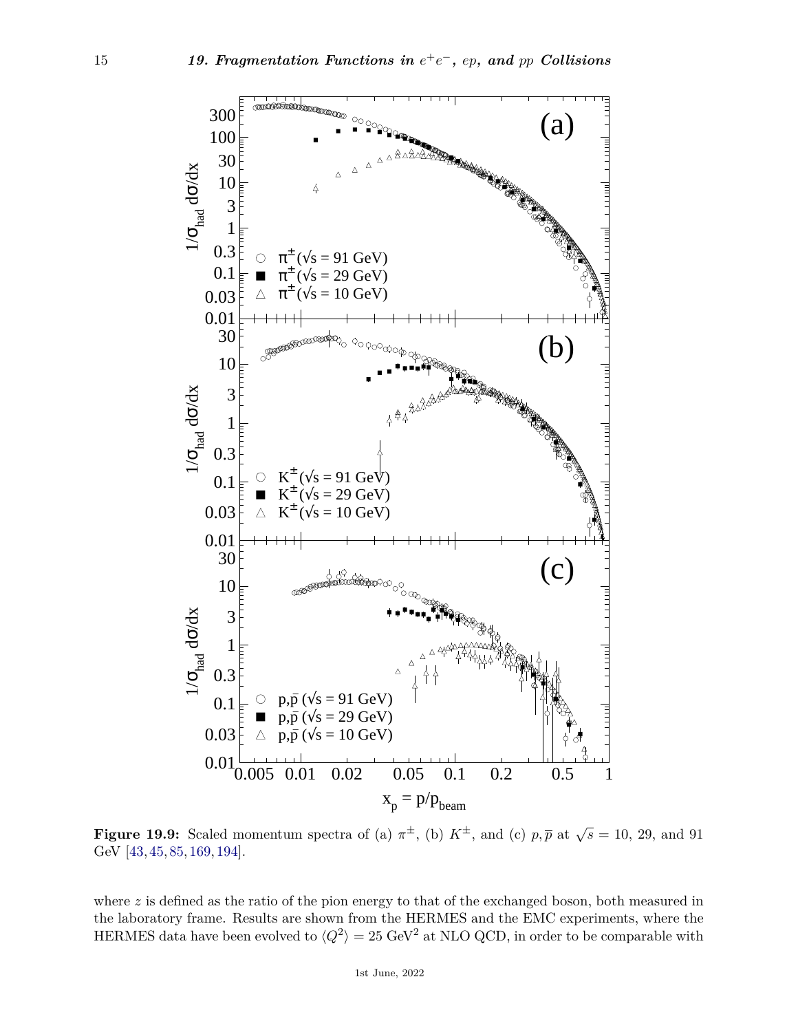**Figure 19.9:** Scaled momentum spectra of (a) $\pi^{\pm}$, (b) $K^{\pm}$, and (c) $p, \overline{p}$ at $\sqrt{s} = 10$, 29, and 91 GeV [43, 45, 85, 169, 194].

where $z$ is defined as the ratio of the pion energy to that of the exchanged boson, both measured in the laboratory frame. Results are shown from the HERMES and the EMC experiments, where the HERMES data have been evolved to $\langle Q^2 \rangle = 25$ GeV$^2$ at NLO QCD, in order to be comparable with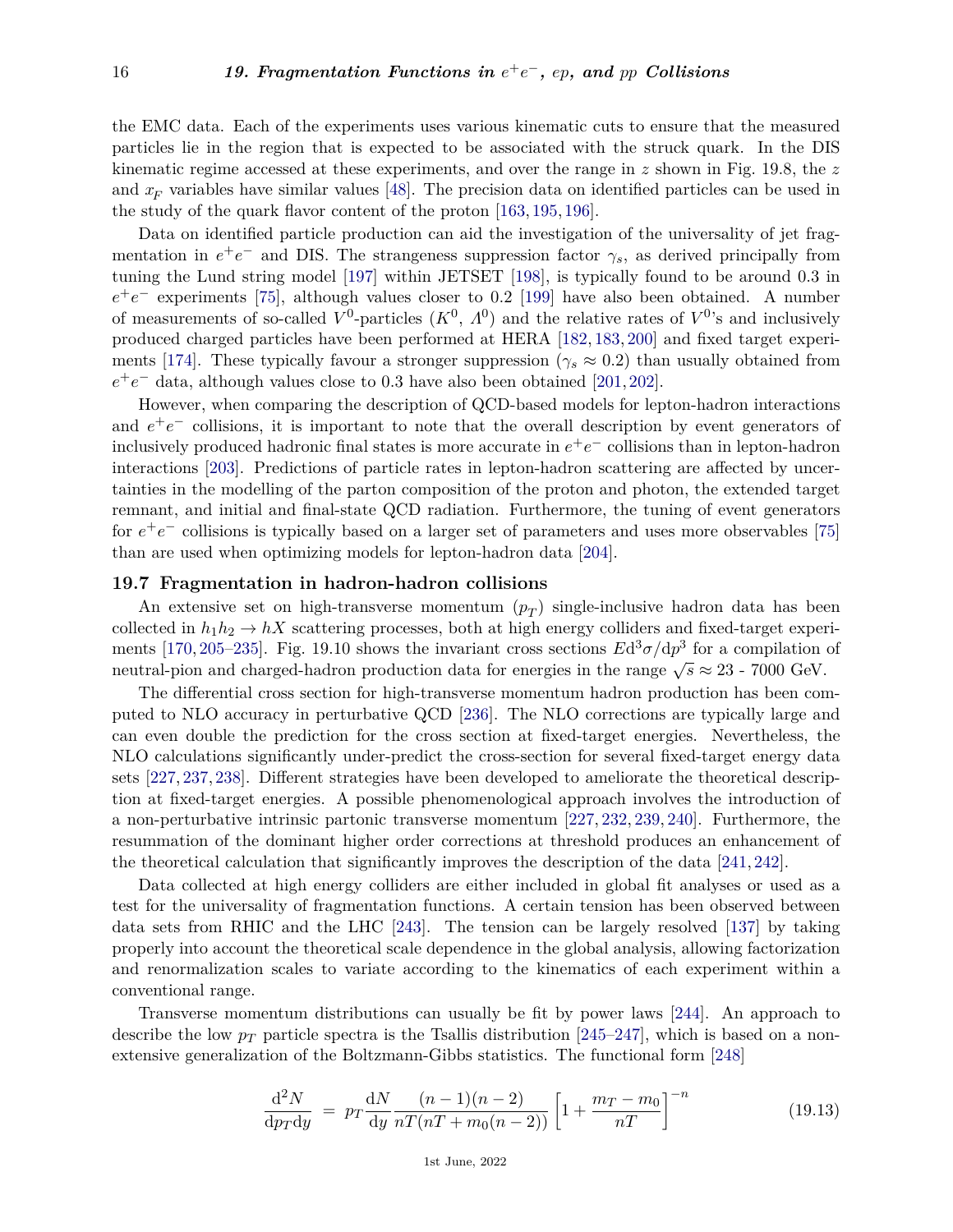the EMC data. Each of the experiments uses various kinematic cuts to ensure that the measured particles lie in the region that is expected to be associated with the struck quark. In the DIS kinematic regime accessed at these experiments, and over the range in $z$ shown in Fig. 19.8, the $z$ and $x_F$ variables have similar values [48]. The precision data on identified particles can be used in the study of the quark flavor content of the proton [163, 195, 196].

Data on identified particle production can aid the investigation of the universality of jet fragmentation in $e^+e^-$ and DIS. The strangeness suppression factor $\gamma_s$, as derived principally from tuning the Lund string model [197] within JETSET [198], is typically found to be around 0.3 in $e^+e^-$ experiments [75], although values closer to 0.2 [199] have also been obtained. A number of measurements of so-called $V^0$-particles ($K^0$, $\Lambda^0$) and the relative rates of $V^0$'s and inclusively produced charged particles have been performed at HERA [182, 183, 200] and fixed target experiments [174]. These typically favour a stronger suppression ($\gamma_s \approx 0.2$) than usually obtained from $e^+e^-$ data, although values close to 0.3 have also been obtained [201, 202].

However, when comparing the description of QCD-based models for lepton-hadron interactions and $e^+e^-$ collisions, it is important to note that the overall description by event generators of inclusively produced hadronic final states is more accurate in $e^+e^-$ collisions than in lepton-hadron interactions [203]. Predictions of particle rates in lepton-hadron scattering are affected by uncertainties in the modelling of the parton composition of the proton and photon, the extended target remnant, and initial and final-state QCD radiation. Furthermore, the tuning of event generators for $e^+e^-$ collisions is typically based on a larger set of parameters and uses more observables [75] than are used when optimizing models for lepton-hadron data [204].

## 19.7 Fragmentation in hadron-hadron collisions

An extensive set on high-transverse momentum ($p_T$) single-inclusive hadron data has been collected in $h_1h_2 \to hX$ scattering processes, both at high energy colliders and fixed-target experiments [170, 205–235]. Fig. 19.10 shows the invariant cross sections $E\mathrm{d}^3\sigma/\mathrm{d}p^3$ for a compilation of neutral-pion and charged-hadron production data for energies in the range $\sqrt{s} \approx 23$ - 7000 GeV.

The differential cross section for high-transverse momentum hadron production has been computed to NLO accuracy in perturbative QCD [236]. The NLO corrections are typically large and can even double the prediction for the cross section at fixed-target energies. Nevertheless, the NLO calculations significantly under-predict the cross-section for several fixed-target energy data sets [227, 237, 238]. Different strategies have been developed to ameliorate the theoretical description at fixed-target energies. A possible phenomenological approach involves the introduction of a non-perturbative intrinsic partonic transverse momentum [227, 232, 239, 240]. Furthermore, the resummation of the dominant higher order corrections at threshold produces an enhancement of the theoretical calculation that significantly improves the description of the data [241, 242].

Data collected at high energy colliders are either included in global fit analyses or used as a test for the universality of fragmentation functions. A certain tension has been observed between data sets from RHIC and the LHC [243]. The tension can be largely resolved [137] by taking properly into account the theoretical scale dependence in the global analysis, allowing factorization and renormalization scales to variate according to the kinematics of each experiment within a conventional range.

Transverse momentum distributions can usually be fit by power laws [244]. An approach to describe the low $p_T$ particle spectra is the Tsallis distribution [245–247], which is based on a non-extensive generalization of the Boltzmann-Gibbs statistics. The functional form [248]

$$\frac{\mathrm{d}^2N}{\mathrm{d}p_T\mathrm{d}y} \;=\; p_T\frac{\mathrm{d}N}{\mathrm{d}y}\frac{(n-1)(n-2)}{nT(nT+m_0(n-2))}\left[1+\frac{m_T-m_0}{nT}\right]^{-n} \tag{19.13}$$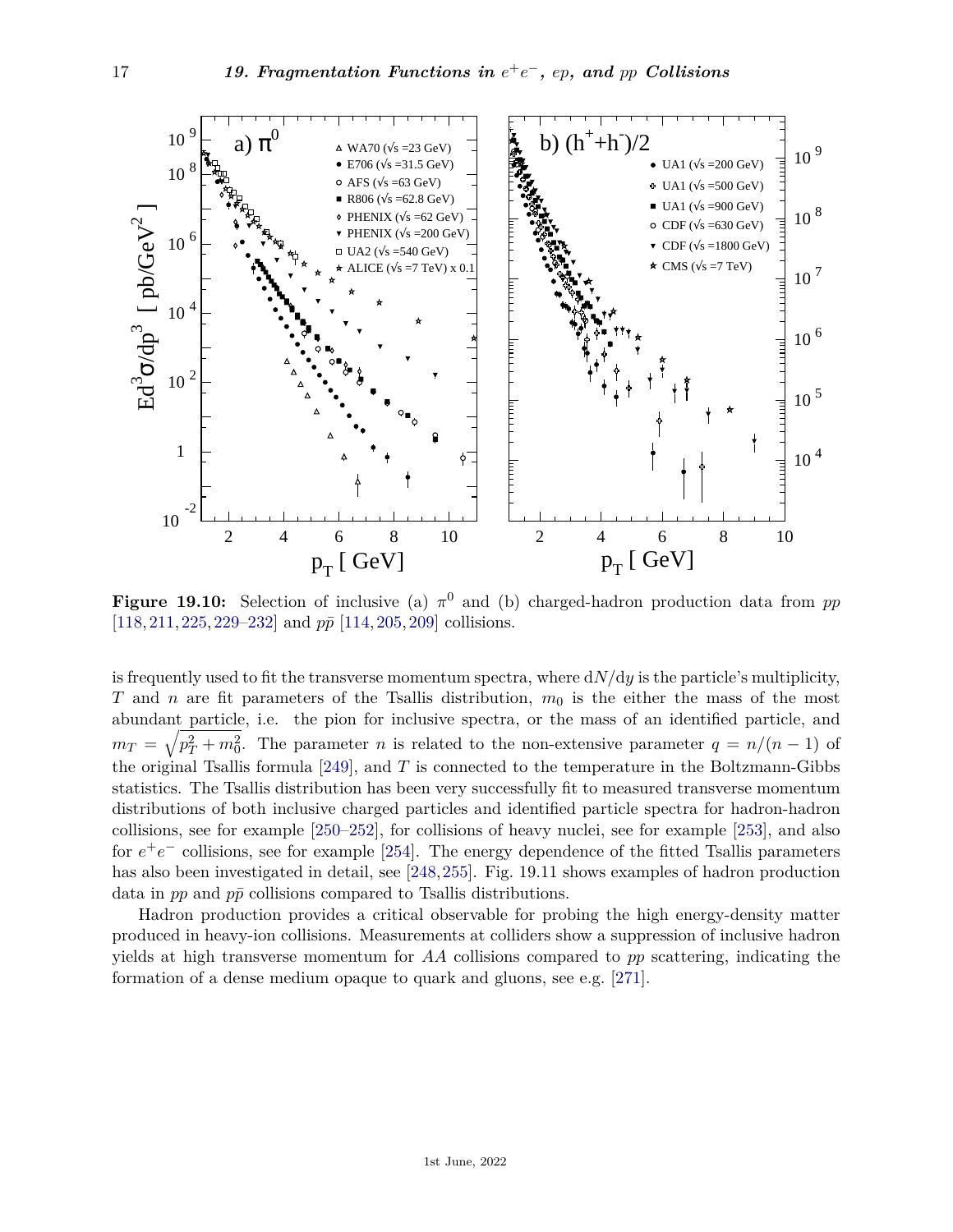**Figure 19.10:** Selection of inclusive (a) $\pi^0$ and (b) charged-hadron production data from *pp* [118, 211, 225, 229–232] and $p\bar{p}$ [114, 205, 209] collisions.

is frequently used to fit the transverse momentum spectra, where $\mathrm{d}N/\mathrm{d}y$ is the particle's multiplicity, $T$ and $n$ are fit parameters of the Tsallis distribution, $m_0$ is the either the mass of the most abundant particle, i.e. the pion for inclusive spectra, or the mass of an identified particle, and $m_T = \sqrt{p_T^2 + m_0^2}$. The parameter $n$ is related to the non-extensive parameter $q = n/(n-1)$ of the original Tsallis formula [249], and $T$ is connected to the temperature in the Boltzmann-Gibbs statistics. The Tsallis distribution has been very successfully fit to measured transverse momentum distributions of both inclusive charged particles and identified particle spectra for hadron-hadron collisions, see for example [250–252], for collisions of heavy nuclei, see for example [253], and also for $e^+e^-$ collisions, see for example [254]. The energy dependence of the fitted Tsallis parameters has also been investigated in detail, see [248, 255]. Fig. 19.11 shows examples of hadron production data in *pp* and $p\bar{p}$ collisions compared to Tsallis distributions.

Hadron production provides a critical observable for probing the high energy-density matter produced in heavy-ion collisions. Measurements at colliders show a suppression of inclusive hadron yields at high transverse momentum for *AA* collisions compared to *pp* scattering, indicating the formation of a dense medium opaque to quark and gluons, see e.g. [271].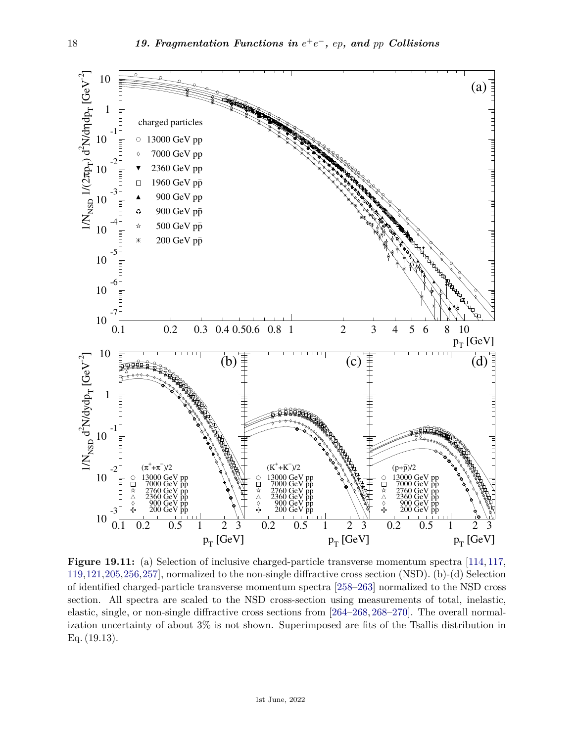**Figure 19.11:** (a) Selection of inclusive charged-particle transverse momentum spectra [114, 117, 119, 121, 205, 256, 257], normalized to the non-single diffractive cross section (NSD). (b)-(d) Selection of identified charged-particle transverse momentum spectra [258–263] normalized to the NSD cross section. All spectra are scaled to the NSD cross-section using measurements of total, inelastic, elastic, single, or non-single diffractive cross sections from [264–268, 268–270]. The overall normalization uncertainty of about 3% is not shown. Superimposed are fits of the Tsallis distribution in Eq. (19.13).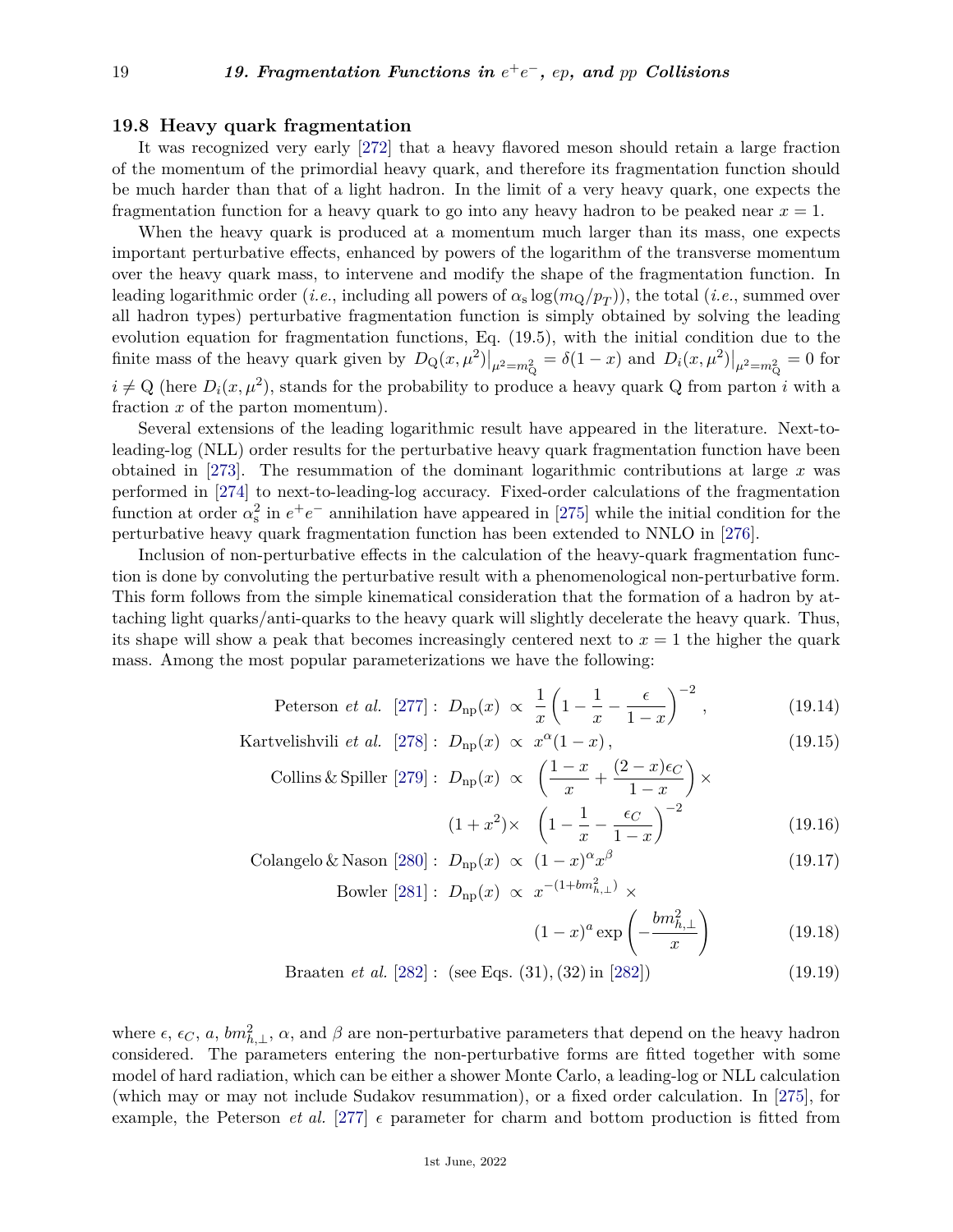### 19.8 Heavy quark fragmentation

It was recognized very early [272] that a heavy flavored meson should retain a large fraction of the momentum of the primordial heavy quark, and therefore its fragmentation function should be much harder than that of a light hadron. In the limit of a very heavy quark, one expects the fragmentation function for a heavy quark to go into any heavy hadron to be peaked near $x = 1$.

When the heavy quark is produced at a momentum much larger than its mass, one expects important perturbative effects, enhanced by powers of the logarithm of the transverse momentum over the heavy quark mass, to intervene and modify the shape of the fragmentation function. In leading logarithmic order (*i.e.*, including all powers of $\alpha_s \log(m_Q/p_T)$), the total (*i.e.*, summed over all hadron types) perturbative fragmentation function is simply obtained by solving the leading evolution equation for fragmentation functions, Eq. (19.5), with the initial condition due to the finite mass of the heavy quark given by $D_Q(x, \mu^2)\big|_{\mu^2 = m_Q^2} = \delta(1-x)$ and $D_i(x, \mu^2)\big|_{\mu^2 = m_Q^2} = 0$ for $i \neq \mathrm{Q}$ (here $D_i(x, \mu^2)$, stands for the probability to produce a heavy quark Q from parton $i$ with a fraction $x$ of the parton momentum).

Several extensions of the leading logarithmic result have appeared in the literature. Next-to-leading-log (NLL) order results for the perturbative heavy quark fragmentation function have been obtained in [273]. The resummation of the dominant logarithmic contributions at large $x$ was performed in [274] to next-to-leading-log accuracy. Fixed-order calculations of the fragmentation function at order $\alpha_s^2$ in $e^+e^-$ annihilation have appeared in [275] while the initial condition for the perturbative heavy quark fragmentation function has been extended to NNLO in [276].

Inclusion of non-perturbative effects in the calculation of the heavy-quark fragmentation function is done by convoluting the perturbative result with a phenomenological non-perturbative form. This form follows from the simple kinematical consideration that the formation of a hadron by attaching light quarks/anti-quarks to the heavy quark will slightly decelerate the heavy quark. Thus, its shape will show a peak that becomes increasingly centered next to $x = 1$ the higher the quark mass. Among the most popular parameterizations we have the following:

$$\text{Peterson } et\ al.\ [277]: \quad D_{\rm np}(x) \propto \frac{1}{x}\left(1 - \frac{1}{x} - \frac{\epsilon}{1-x}\right)^{-2}, \tag{19.14}$$

$$\text{Kartvelishvili } et\ al.\ [278]: \quad D_{\rm np}(x) \propto x^{\alpha}(1-x), \tag{19.15}$$

$$\text{Collins \& Spiller } [279]: \quad D_{\rm np}(x) \propto \left(\frac{1-x}{x} + \frac{(2-x)\epsilon_C}{1-x}\right) \times (1+x^2) \times \left(1 - \frac{1}{x} - \frac{\epsilon_C}{1-x}\right)^{-2} \tag{19.16}$$

$$\text{Colangelo \& Nason } [280]: \quad D_{\rm np}(x) \propto (1-x)^{\alpha} x^{\beta} \tag{19.17}$$

$$\text{Bowler } [281]: \quad D_{\rm np}(x) \propto x^{-(1+bm_{h,\perp}^2)} \times (1-x)^a \exp\left(-\frac{bm_{h,\perp}^2}{x}\right) \tag{19.18}$$

$$\text{Braaten } et\ al.\ [282]: \quad \text{(see Eqs. (31), (32) in [282])} \tag{19.19}$$

where $\epsilon$, $\epsilon_C$, $a$, $bm_{h,\perp}^2$, $\alpha$, and $\beta$ are non-perturbative parameters that depend on the heavy hadron considered. The parameters entering the non-perturbative forms are fitted together with some model of hard radiation, which can be either a shower Monte Carlo, a leading-log or NLL calculation (which may or may not include Sudakov resummation), or a fixed order calculation. In [275], for example, the Peterson *et al.* [277] $\epsilon$ parameter for charm and bottom production is fitted from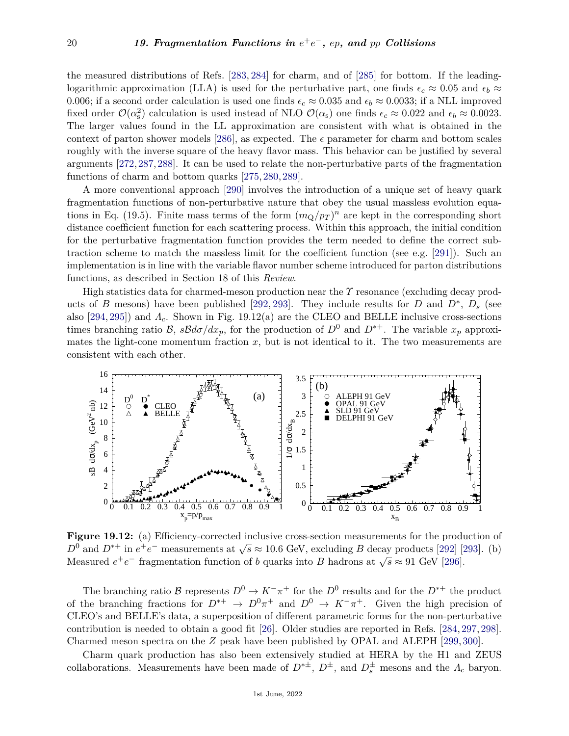the measured distributions of Refs. [283, 284] for charm, and of [285] for bottom. If the leading-logarithmic approximation (LLA) is used for the perturbative part, one finds $\epsilon_c \approx 0.05$ and $\epsilon_b \approx 0.006$; if a second order calculation is used one finds $\epsilon_c \approx 0.035$ and $\epsilon_b \approx 0.0033$; if a NLL improved fixed order $\mathcal{O}(\alpha_s^2)$ calculation is used instead of NLO $\mathcal{O}(\alpha_s)$ one finds $\epsilon_c \approx 0.022$ and $\epsilon_b \approx 0.0023$. The larger values found in the LL approximation are consistent with what is obtained in the context of parton shower models [286], as expected. The $\epsilon$ parameter for charm and bottom scales roughly with the inverse square of the heavy flavor mass. This behavior can be justified by several arguments [272, 287, 288]. It can be used to relate the non-perturbative parts of the fragmentation functions of charm and bottom quarks [275, 280, 289].

A more conventional approach [290] involves the introduction of a unique set of heavy quark fragmentation functions of non-perturbative nature that obey the usual massless evolution equations in Eq. (19.5). Finite mass terms of the form $(m_Q/p_T)^n$ are kept in the corresponding short distance coefficient function for each scattering process. Within this approach, the initial condition for the perturbative fragmentation function provides the term needed to define the correct subtraction scheme to match the massless limit for the coefficient function (see e.g. [291]). Such an implementation is in line with the variable flavor number scheme introduced for parton distributions functions, as described in Section 18 of this *Review*.

High statistics data for charmed-meson production near the $\Upsilon$ resonance (excluding decay products of $B$ mesons) have been published [292, 293]. They include results for $D$ and $D^*$, $D_s$ (see also [294, 295]) and $\Lambda_c$. Shown in Fig. 19.12(a) are the CLEO and BELLE inclusive cross-sections times branching ratio $\mathcal{B}$, $s\mathcal{B}d\sigma/dx_p$, for the production of $D^0$ and $D^{*+}$. The variable $x_p$ approximates the light-cone momentum fraction $x$, but is not identical to it. The two measurements are consistent with each other.

**Figure 19.12:** (a) Efficiency-corrected inclusive cross-section measurements for the production of $D^0$ and $D^{*+}$ in $e^+e^-$ measurements at $\sqrt{s} \approx 10.6$ GeV, excluding $B$ decay products [292] [293]. (b) Measured $e^+e^-$ fragmentation function of $b$ quarks into $B$ hadrons at $\sqrt{s} \approx 91$ GeV [296].

The branching ratio $\mathcal{B}$ represents $D^0 \to K^-\pi^+$ for the $D^0$ results and for the $D^{*+}$ the product of the branching fractions for $D^{*+} \to D^0\pi^+$ and $D^0 \to K^-\pi^+$. Given the high precision of CLEO's and BELLE's data, a superposition of different parametric forms for the non-perturbative contribution is needed to obtain a good fit [26]. Older studies are reported in Refs. [284, 297, 298]. Charmed meson spectra on the $Z$ peak have been published by OPAL and ALEPH [299, 300].

Charm quark production has also been extensively studied at HERA by the H1 and ZEUS collaborations. Measurements have been made of $D^{*\pm}$, $D^{\pm}$, and $D_s^{\pm}$ mesons and the $\Lambda_c$ baryon.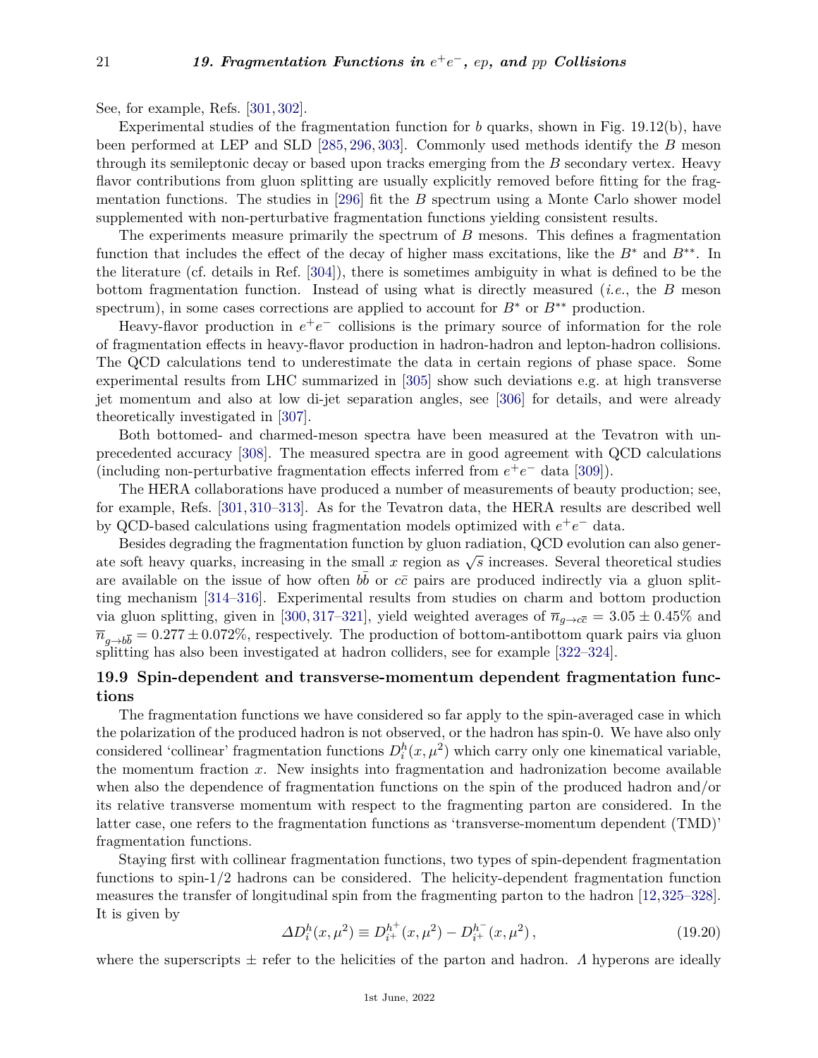See, for example, Refs. [301,302].

Experimental studies of the fragmentation function for $b$ quarks, shown in Fig. 19.12(b), have been performed at LEP and SLD [285,296,303]. Commonly used methods identify the $B$ meson through its semileptonic decay or based upon tracks emerging from the $B$ secondary vertex. Heavy flavor contributions from gluon splitting are usually explicitly removed before fitting for the fragmentation functions. The studies in [296] fit the $B$ spectrum using a Monte Carlo shower model supplemented with non-perturbative fragmentation functions yielding consistent results.

The experiments measure primarily the spectrum of $B$ mesons. This defines a fragmentation function that includes the effect of the decay of higher mass excitations, like the $B^*$ and $B^{**}$. In the literature (cf. details in Ref. [304]), there is sometimes ambiguity in what is defined to be the bottom fragmentation function. Instead of using what is directly measured (*i.e.*, the $B$ meson spectrum), in some cases corrections are applied to account for $B^*$ or $B^{**}$ production.

Heavy-flavor production in $e^+e^-$ collisions is the primary source of information for the role of fragmentation effects in heavy-flavor production in hadron-hadron and lepton-hadron collisions. The QCD calculations tend to underestimate the data in certain regions of phase space. Some experimental results from LHC summarized in [305] show such deviations e.g. at high transverse jet momentum and also at low di-jet separation angles, see [306] for details, and were already theoretically investigated in [307].

Both bottomed- and charmed-meson spectra have been measured at the Tevatron with unprecedented accuracy [308]. The measured spectra are in good agreement with QCD calculations (including non-perturbative fragmentation effects inferred from $e^+e^-$ data [309]).

The HERA collaborations have produced a number of measurements of beauty production; see, for example, Refs. [301,310–313]. As for the Tevatron data, the HERA results are described well by QCD-based calculations using fragmentation models optimized with $e^+e^-$ data.

Besides degrading the fragmentation function by gluon radiation, QCD evolution can also generate soft heavy quarks, increasing in the small $x$ region as $\sqrt{s}$ increases. Several theoretical studies are available on the issue of how often $b\bar{b}$ or $c\bar{c}$ pairs are produced indirectly via a gluon splitting mechanism [314–316]. Experimental results from studies on charm and bottom production via gluon splitting, given in [300,317–321], yield weighted averages of $\overline{n}_{g\to c\bar{c}} = 3.05 \pm 0.45\%$ and $\overline{n}_{g\to b\bar{b}} = 0.277 \pm 0.072\%$, respectively. The production of bottom-antibottom quark pairs via gluon splitting has also been investigated at hadron colliders, see for example [322–324].

## 19.9 Spin-dependent and transverse-momentum dependent fragmentation functions

The fragmentation functions we have considered so far apply to the spin-averaged case in which the polarization of the produced hadron is not observed, or the hadron has spin-0. We have also only considered 'collinear' fragmentation functions $D_i^h(x,\mu^2)$ which carry only one kinematical variable, the momentum fraction $x$. New insights into fragmentation and hadronization become available when also the dependence of fragmentation functions on the spin of the produced hadron and/or its relative transverse momentum with respect to the fragmenting parton are considered. In the latter case, one refers to the fragmentation functions as 'transverse-momentum dependent (TMD)' fragmentation functions.

Staying first with collinear fragmentation functions, two types of spin-dependent fragmentation functions to spin-1/2 hadrons can be considered. The helicity-dependent fragmentation function measures the transfer of longitudinal spin from the fragmenting parton to the hadron [12,325–328]. It is given by

$$\Delta D_i^h(x,\mu^2) \equiv D_{i^+}^{h^+}(x,\mu^2) - D_{i^+}^{h^-}(x,\mu^2)\,, \tag{19.20}$$

where the superscripts $\pm$ refer to the helicities of the parton and hadron. $\Lambda$ hyperons are ideally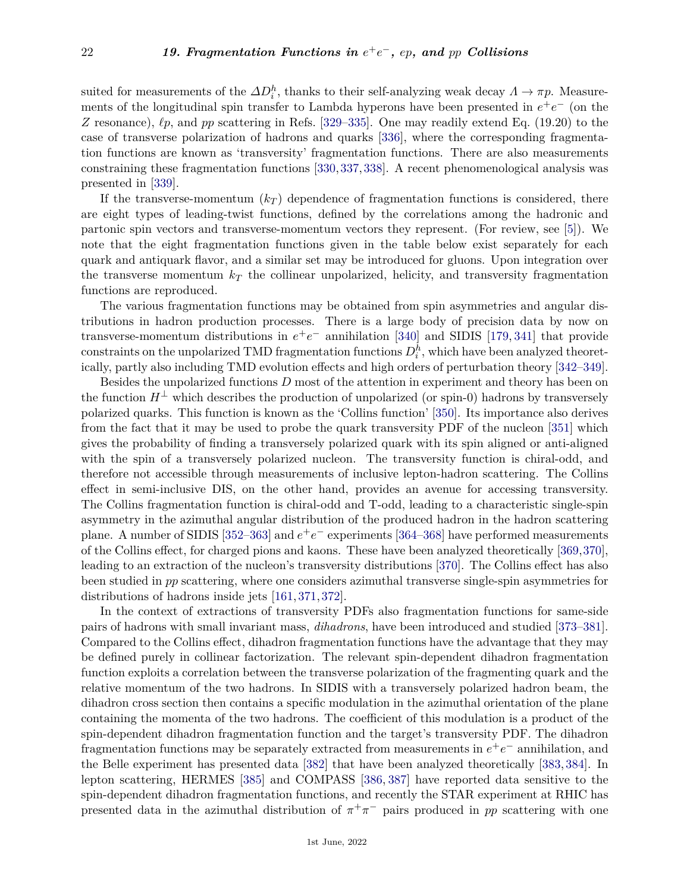suited for measurements of the $\Delta D_i^h$, thanks to their self-analyzing weak decay $\Lambda \to \pi p$. Measurements of the longitudinal spin transfer to Lambda hyperons have been presented in $e^+e^-$ (on the $Z$ resonance), $\ell p$, and $pp$ scattering in Refs. [329–335]. One may readily extend Eq. (19.20) to the case of transverse polarization of hadrons and quarks [336], where the corresponding fragmentation functions are known as 'transversity' fragmentation functions. There are also measurements constraining these fragmentation functions [330, 337, 338]. A recent phenomenological analysis was presented in [339].

If the transverse-momentum ($k_T$) dependence of fragmentation functions is considered, there are eight types of leading-twist functions, defined by the correlations among the hadronic and partonic spin vectors and transverse-momentum vectors they represent. (For review, see [5]). We note that the eight fragmentation functions given in the table below exist separately for each quark and antiquark flavor, and a similar set may be introduced for gluons. Upon integration over the transverse momentum $k_T$ the collinear unpolarized, helicity, and transversity fragmentation functions are reproduced.

The various fragmentation functions may be obtained from spin asymmetries and angular distributions in hadron production processes. There is a large body of precision data by now on transverse-momentum distributions in $e^+e^-$ annihilation [340] and SIDIS [179, 341] that provide constraints on the unpolarized TMD fragmentation functions $D_i^h$, which have been analyzed theoretically, partly also including TMD evolution effects and high orders of perturbation theory [342–349].

Besides the unpolarized functions $D$ most of the attention in experiment and theory has been on the function $H^\perp$ which describes the production of unpolarized (or spin-0) hadrons by transversely polarized quarks. This function is known as the 'Collins function' [350]. Its importance also derives from the fact that it may be used to probe the quark transversity PDF of the nucleon [351] which gives the probability of finding a transversely polarized quark with its spin aligned or anti-aligned with the spin of a transversely polarized nucleon. The transversity function is chiral-odd, and therefore not accessible through measurements of inclusive lepton-hadron scattering. The Collins effect in semi-inclusive DIS, on the other hand, provides an avenue for accessing transversity. The Collins fragmentation function is chiral-odd and T-odd, leading to a characteristic single-spin asymmetry in the azimuthal angular distribution of the produced hadron in the hadron scattering plane. A number of SIDIS [352–363] and $e^+e^-$ experiments [364–368] have performed measurements of the Collins effect, for charged pions and kaons. These have been analyzed theoretically [369,370], leading to an extraction of the nucleon's transversity distributions [370]. The Collins effect has also been studied in $pp$ scattering, where one considers azimuthal transverse single-spin asymmetries for distributions of hadrons inside jets [161, 371, 372].

In the context of extractions of transversity PDFs also fragmentation functions for same-side pairs of hadrons with small invariant mass, *dihadrons*, have been introduced and studied [373–381]. Compared to the Collins effect, dihadron fragmentation functions have the advantage that they may be defined purely in collinear factorization. The relevant spin-dependent dihadron fragmentation function exploits a correlation between the transverse polarization of the fragmenting quark and the relative momentum of the two hadrons. In SIDIS with a transversely polarized hadron beam, the dihadron cross section then contains a specific modulation in the azimuthal orientation of the plane containing the momenta of the two hadrons. The coefficient of this modulation is a product of the spin-dependent dihadron fragmentation function and the target's transversity PDF. The dihadron fragmentation functions may be separately extracted from measurements in $e^+e^-$ annihilation, and the Belle experiment has presented data [382] that have been analyzed theoretically [383, 384]. In lepton scattering, HERMES [385] and COMPASS [386, 387] have reported data sensitive to the spin-dependent dihadron fragmentation functions, and recently the STAR experiment at RHIC has presented data in the azimuthal distribution of $\pi^+\pi^-$ pairs produced in $pp$ scattering with one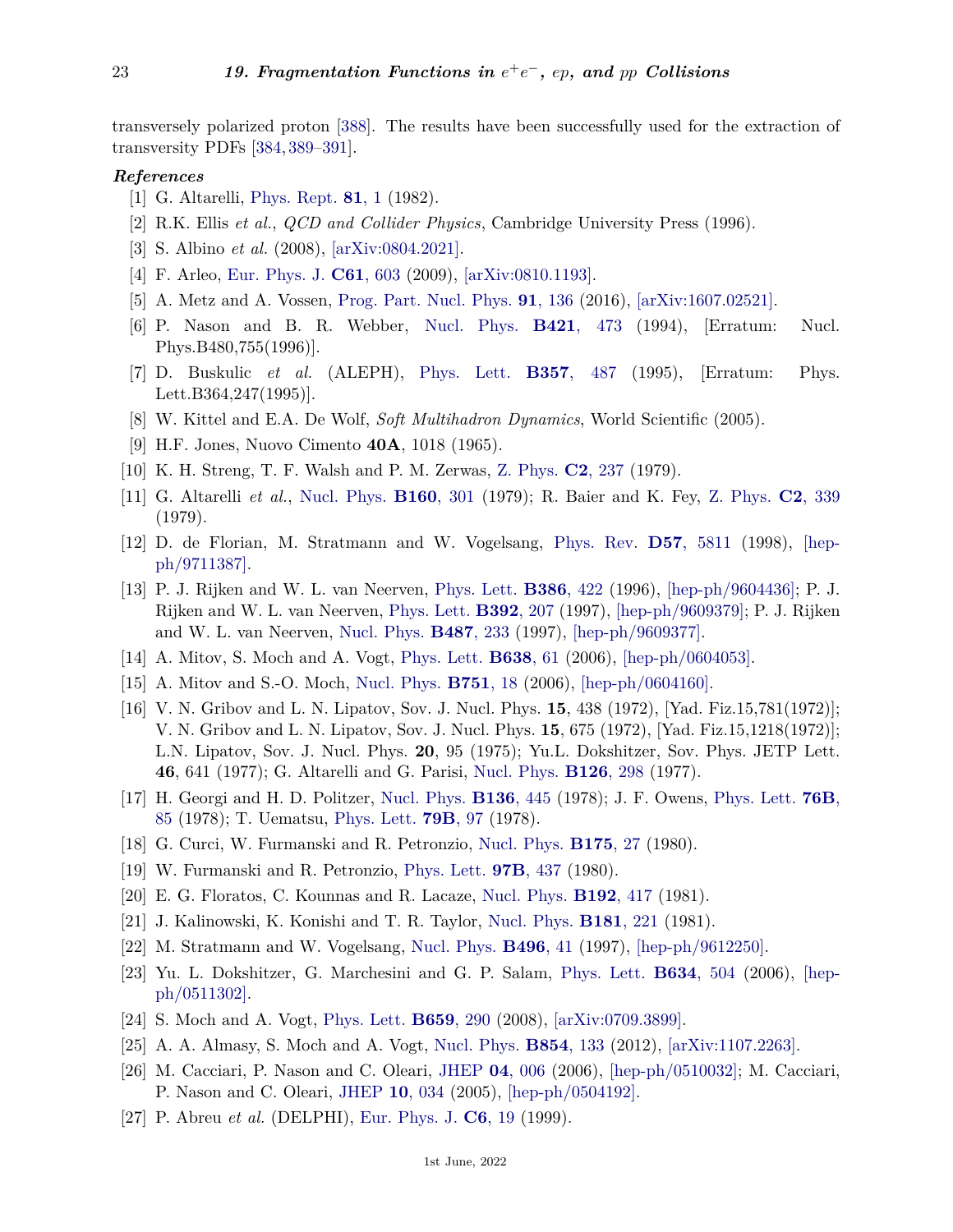transversely polarized proton [388]. The results have been successfully used for the extraction of transversity PDFs [384, 389–391].

### *References*

[1] G. Altarelli, Phys. Rept. **81**, 1 (1982).

[2] R.K. Ellis *et al.*, *QCD and Collider Physics*, Cambridge University Press (1996).

[3] S. Albino *et al.* (2008), [arXiv:0804.2021].

[4] F. Arleo, Eur. Phys. J. **C61**, 603 (2009), [arXiv:0810.1193].

[5] A. Metz and A. Vossen, Prog. Part. Nucl. Phys. **91**, 136 (2016), [arXiv:1607.02521].

[6] P. Nason and B. R. Webber, Nucl. Phys. **B421**, 473 (1994), [Erratum: Nucl. Phys.B480,755(1996)].

[7] D. Buskulic *et al.* (ALEPH), Phys. Lett. **B357**, 487 (1995), [Erratum: Phys. Lett.B364,247(1995)].

[8] W. Kittel and E.A. De Wolf, *Soft Multihadron Dynamics*, World Scientific (2005).

[9] H.F. Jones, Nuovo Cimento **40A**, 1018 (1965).

[10] K. H. Streng, T. F. Walsh and P. M. Zerwas, Z. Phys. **C2**, 237 (1979).

[11] G. Altarelli *et al.*, Nucl. Phys. **B160**, 301 (1979); R. Baier and K. Fey, Z. Phys. **C2**, 339 (1979).

[12] D. de Florian, M. Stratmann and W. Vogelsang, Phys. Rev. **D57**, 5811 (1998), [hep-ph/9711387].

[13] P. J. Rijken and W. L. van Neerven, Phys. Lett. **B386**, 422 (1996), [hep-ph/9604436]; P. J. Rijken and W. L. van Neerven, Phys. Lett. **B392**, 207 (1997), [hep-ph/9609379]; P. J. Rijken and W. L. van Neerven, Nucl. Phys. **B487**, 233 (1997), [hep-ph/9609377].

[14] A. Mitov, S. Moch and A. Vogt, Phys. Lett. **B638**, 61 (2006), [hep-ph/0604053].

[15] A. Mitov and S.-O. Moch, Nucl. Phys. **B751**, 18 (2006), [hep-ph/0604160].

[16] V. N. Gribov and L. N. Lipatov, Sov. J. Nucl. Phys. **15**, 438 (1972), [Yad. Fiz.15,781(1972)]; V. N. Gribov and L. N. Lipatov, Sov. J. Nucl. Phys. **15**, 675 (1972), [Yad. Fiz.15,1218(1972)]; L.N. Lipatov, Sov. J. Nucl. Phys. **20**, 95 (1975); Yu.L. Dokshitzer, Sov. Phys. JETP Lett. **46**, 641 (1977); G. Altarelli and G. Parisi, Nucl. Phys. **B126**, 298 (1977).

[17] H. Georgi and H. D. Politzer, Nucl. Phys. **B136**, 445 (1978); J. F. Owens, Phys. Lett. **76B**, 85 (1978); T. Uematsu, Phys. Lett. **79B**, 97 (1978).

[18] G. Curci, W. Furmanski and R. Petronzio, Nucl. Phys. **B175**, 27 (1980).

[19] W. Furmanski and R. Petronzio, Phys. Lett. **97B**, 437 (1980).

[20] E. G. Floratos, C. Kounnas and R. Lacaze, Nucl. Phys. **B192**, 417 (1981).

[21] J. Kalinowski, K. Konishi and T. R. Taylor, Nucl. Phys. **B181**, 221 (1981).

[22] M. Stratmann and W. Vogelsang, Nucl. Phys. **B496**, 41 (1997), [hep-ph/9612250].

[23] Yu. L. Dokshitzer, G. Marchesini and G. P. Salam, Phys. Lett. **B634**, 504 (2006), [hep-ph/0511302].

[24] S. Moch and A. Vogt, Phys. Lett. **B659**, 290 (2008), [arXiv:0709.3899].

[25] A. A. Almasy, S. Moch and A. Vogt, Nucl. Phys. **B854**, 133 (2012), [arXiv:1107.2263].

[26] M. Cacciari, P. Nason and C. Oleari, JHEP **04**, 006 (2006), [hep-ph/0510032]; M. Cacciari, P. Nason and C. Oleari, JHEP **10**, 034 (2005), [hep-ph/0504192].

[27] P. Abreu *et al.* (DELPHI), Eur. Phys. J. **C6**, 19 (1999).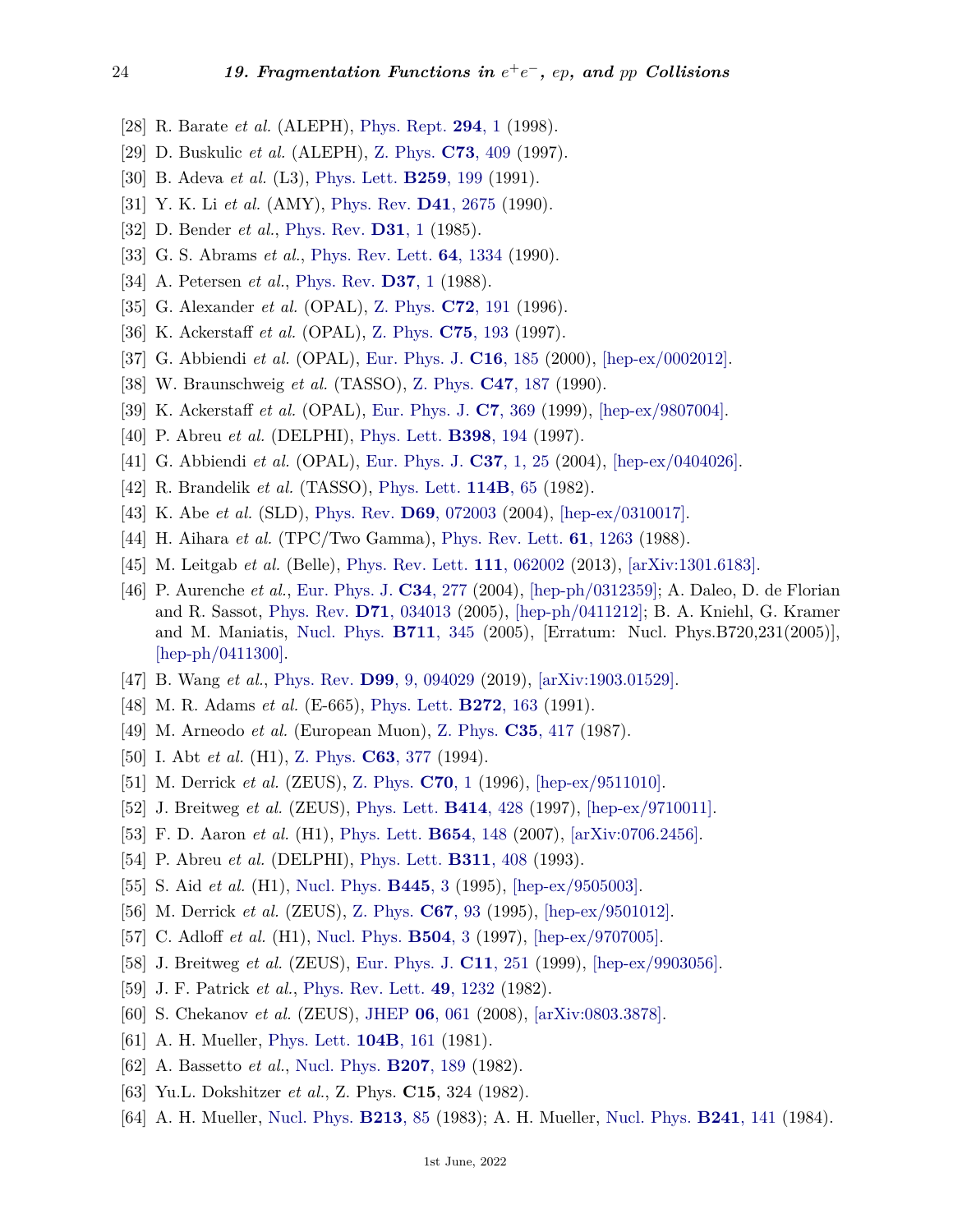[28] R. Barate *et al.* (ALEPH), Phys. Rept. **294**, 1 (1998).

[29] D. Buskulic *et al.* (ALEPH), Z. Phys. **C73**, 409 (1997).

[30] B. Adeva *et al.* (L3), Phys. Lett. **B259**, 199 (1991).

[31] Y. K. Li *et al.* (AMY), Phys. Rev. **D41**, 2675 (1990).

[32] D. Bender *et al.*, Phys. Rev. **D31**, 1 (1985).

[33] G. S. Abrams *et al.*, Phys. Rev. Lett. **64**, 1334 (1990).

[34] A. Petersen *et al.*, Phys. Rev. **D37**, 1 (1988).

[35] G. Alexander *et al.* (OPAL), Z. Phys. **C72**, 191 (1996).

[36] K. Ackerstaff *et al.* (OPAL), Z. Phys. **C75**, 193 (1997).

[37] G. Abbiendi *et al.* (OPAL), Eur. Phys. J. **C16**, 185 (2000), [hep-ex/0002012].

[38] W. Braunschweig *et al.* (TASSO), Z. Phys. **C47**, 187 (1990).

[39] K. Ackerstaff *et al.* (OPAL), Eur. Phys. J. **C7**, 369 (1999), [hep-ex/9807004].

[40] P. Abreu *et al.* (DELPHI), Phys. Lett. **B398**, 194 (1997).

[41] G. Abbiendi *et al.* (OPAL), Eur. Phys. J. **C37**, 1, 25 (2004), [hep-ex/0404026].

[42] R. Brandelik *et al.* (TASSO), Phys. Lett. **114B**, 65 (1982).

[43] K. Abe *et al.* (SLD), Phys. Rev. **D69**, 072003 (2004), [hep-ex/0310017].

[44] H. Aihara *et al.* (TPC/Two Gamma), Phys. Rev. Lett. **61**, 1263 (1988).

[45] M. Leitgab *et al.* (Belle), Phys. Rev. Lett. **111**, 062002 (2013), [arXiv:1301.6183].

[46] P. Aurenche *et al.*, Eur. Phys. J. **C34**, 277 (2004), [hep-ph/0312359]; A. Daleo, D. de Florian and R. Sassot, Phys. Rev. **D71**, 034013 (2005), [hep-ph/0411212]; B. A. Kniehl, G. Kramer and M. Maniatis, Nucl. Phys. **B711**, 345 (2005), [Erratum: Nucl. Phys.B720,231(2005)], [hep-ph/0411300].

[47] B. Wang *et al.*, Phys. Rev. **D99**, 9, 094029 (2019), [arXiv:1903.01529].

[48] M. R. Adams *et al.* (E-665), Phys. Lett. **B272**, 163 (1991).

[49] M. Arneodo *et al.* (European Muon), Z. Phys. **C35**, 417 (1987).

[50] I. Abt *et al.* (H1), Z. Phys. **C63**, 377 (1994).

[51] M. Derrick *et al.* (ZEUS), Z. Phys. **C70**, 1 (1996), [hep-ex/9511010].

[52] J. Breitweg *et al.* (ZEUS), Phys. Lett. **B414**, 428 (1997), [hep-ex/9710011].

[53] F. D. Aaron *et al.* (H1), Phys. Lett. **B654**, 148 (2007), [arXiv:0706.2456].

[54] P. Abreu *et al.* (DELPHI), Phys. Lett. **B311**, 408 (1993).

[55] S. Aid *et al.* (H1), Nucl. Phys. **B445**, 3 (1995), [hep-ex/9505003].

[56] M. Derrick *et al.* (ZEUS), Z. Phys. **C67**, 93 (1995), [hep-ex/9501012].

[57] C. Adloff *et al.* (H1), Nucl. Phys. **B504**, 3 (1997), [hep-ex/9707005].

[58] J. Breitweg *et al.* (ZEUS), Eur. Phys. J. **C11**, 251 (1999), [hep-ex/9903056].

[59] J. F. Patrick *et al.*, Phys. Rev. Lett. **49**, 1232 (1982).

[60] S. Chekanov *et al.* (ZEUS), JHEP **06**, 061 (2008), [arXiv:0803.3878].

[61] A. H. Mueller, Phys. Lett. **104B**, 161 (1981).

[62] A. Bassetto *et al.*, Nucl. Phys. **B207**, 189 (1982).

[63] Yu.L. Dokshitzer *et al.*, Z. Phys. **C15**, 324 (1982).

[64] A. H. Mueller, Nucl. Phys. **B213**, 85 (1983); A. H. Mueller, Nucl. Phys. **B241**, 141 (1984).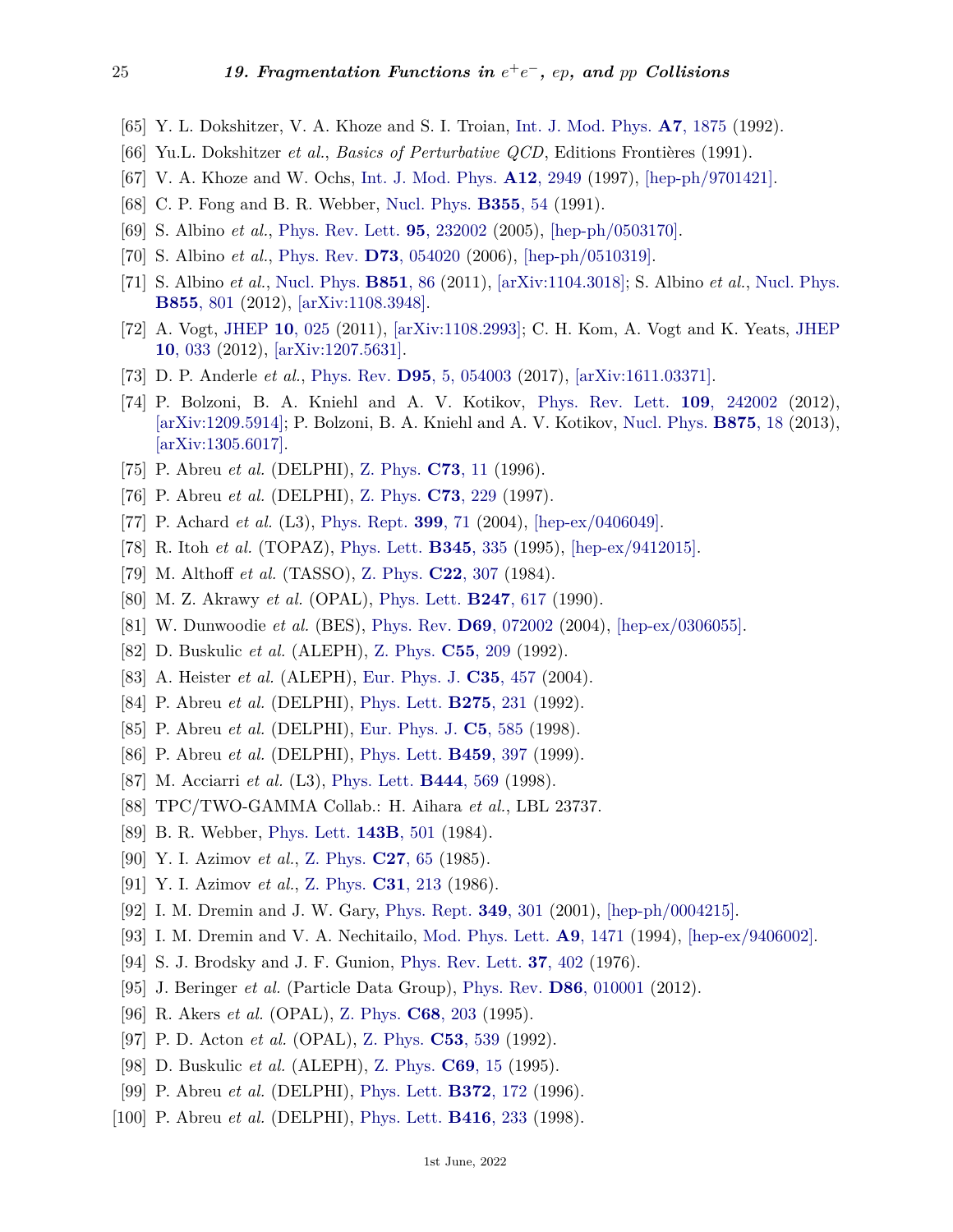[65] Y. L. Dokshitzer, V. A. Khoze and S. I. Troian, Int. J. Mod. Phys. **A7**, 1875 (1992).

[66] Yu.L. Dokshitzer *et al.*, *Basics of Perturbative QCD*, Editions Frontières (1991).

[67] V. A. Khoze and W. Ochs, Int. J. Mod. Phys. **A12**, 2949 (1997), [hep-ph/9701421].

[68] C. P. Fong and B. R. Webber, Nucl. Phys. **B355**, 54 (1991).

[69] S. Albino *et al.*, Phys. Rev. Lett. **95**, 232002 (2005), [hep-ph/0503170].

[70] S. Albino *et al.*, Phys. Rev. **D73**, 054020 (2006), [hep-ph/0510319].

[71] S. Albino *et al.*, Nucl. Phys. **B851**, 86 (2011), [arXiv:1104.3018]; S. Albino *et al.*, Nucl. Phys. **B855**, 801 (2012), [arXiv:1108.3948].

[72] A. Vogt, JHEP **10**, 025 (2011), [arXiv:1108.2993]; C. H. Kom, A. Vogt and K. Yeats, JHEP **10**, 033 (2012), [arXiv:1207.5631].

[73] D. P. Anderle *et al.*, Phys. Rev. **D95**, 5, 054003 (2017), [arXiv:1611.03371].

[74] P. Bolzoni, B. A. Kniehl and A. V. Kotikov, Phys. Rev. Lett. **109**, 242002 (2012), [arXiv:1209.5914]; P. Bolzoni, B. A. Kniehl and A. V. Kotikov, Nucl. Phys. **B875**, 18 (2013), [arXiv:1305.6017].

[75] P. Abreu *et al.* (DELPHI), Z. Phys. **C73**, 11 (1996).

[76] P. Abreu *et al.* (DELPHI), Z. Phys. **C73**, 229 (1997).

[77] P. Achard *et al.* (L3), Phys. Rept. **399**, 71 (2004), [hep-ex/0406049].

[78] R. Itoh *et al.* (TOPAZ), Phys. Lett. **B345**, 335 (1995), [hep-ex/9412015].

[79] M. Althoff *et al.* (TASSO), Z. Phys. **C22**, 307 (1984).

[80] M. Z. Akrawy *et al.* (OPAL), Phys. Lett. **B247**, 617 (1990).

[81] W. Dunwoodie *et al.* (BES), Phys. Rev. **D69**, 072002 (2004), [hep-ex/0306055].

[82] D. Buskulic *et al.* (ALEPH), Z. Phys. **C55**, 209 (1992).

[83] A. Heister *et al.* (ALEPH), Eur. Phys. J. **C35**, 457 (2004).

[84] P. Abreu *et al.* (DELPHI), Phys. Lett. **B275**, 231 (1992).

[85] P. Abreu *et al.* (DELPHI), Eur. Phys. J. **C5**, 585 (1998).

[86] P. Abreu *et al.* (DELPHI), Phys. Lett. **B459**, 397 (1999).

[87] M. Acciarri *et al.* (L3), Phys. Lett. **B444**, 569 (1998).

[88] TPC/TWO-GAMMA Collab.: H. Aihara *et al.*, LBL 23737.

[89] B. R. Webber, Phys. Lett. **143B**, 501 (1984).

[90] Y. I. Azimov *et al.*, Z. Phys. **C27**, 65 (1985).

[91] Y. I. Azimov *et al.*, Z. Phys. **C31**, 213 (1986).

[92] I. M. Dremin and J. W. Gary, Phys. Rept. **349**, 301 (2001), [hep-ph/0004215].

[93] I. M. Dremin and V. A. Nechitailo, Mod. Phys. Lett. **A9**, 1471 (1994), [hep-ex/9406002].

[94] S. J. Brodsky and J. F. Gunion, Phys. Rev. Lett. **37**, 402 (1976).

[95] J. Beringer *et al.* (Particle Data Group), Phys. Rev. **D86**, 010001 (2012).

[96] R. Akers *et al.* (OPAL), Z. Phys. **C68**, 203 (1995).

[97] P. D. Acton *et al.* (OPAL), Z. Phys. **C53**, 539 (1992).

[98] D. Buskulic *et al.* (ALEPH), Z. Phys. **C69**, 15 (1995).

[99] P. Abreu *et al.* (DELPHI), Phys. Lett. **B372**, 172 (1996).

[100] P. Abreu *et al.* (DELPHI), Phys. Lett. **B416**, 233 (1998).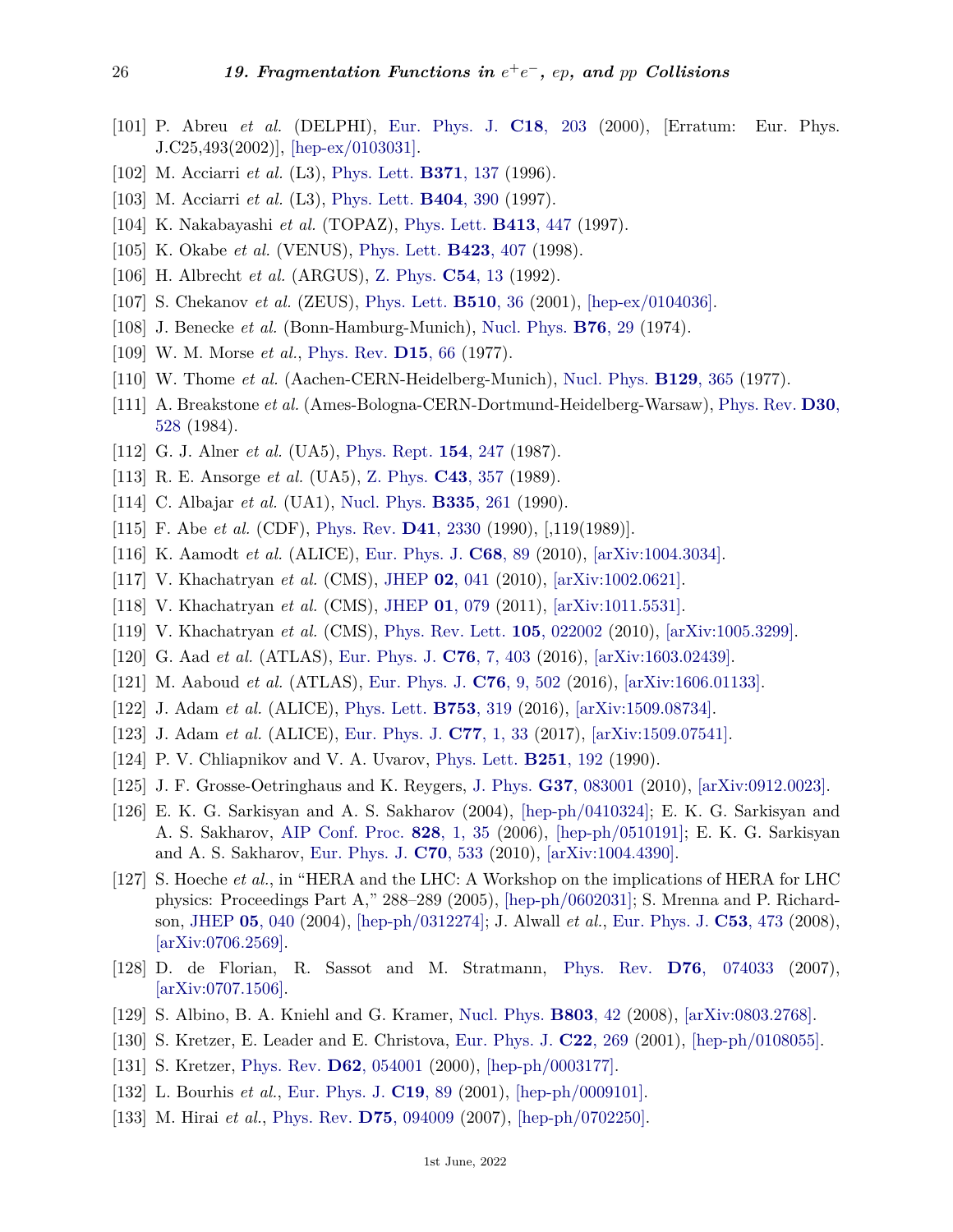[101] P. Abreu *et al.* (DELPHI), Eur. Phys. J. **C18**, 203 (2000), [Erratum: Eur. Phys. J.C25,493(2002)], [hep-ex/0103031].

[102] M. Acciarri *et al.* (L3), Phys. Lett. **B371**, 137 (1996).

[103] M. Acciarri *et al.* (L3), Phys. Lett. **B404**, 390 (1997).

[104] K. Nakabayashi *et al.* (TOPAZ), Phys. Lett. **B413**, 447 (1997).

[105] K. Okabe *et al.* (VENUS), Phys. Lett. **B423**, 407 (1998).

[106] H. Albrecht *et al.* (ARGUS), Z. Phys. **C54**, 13 (1992).

[107] S. Chekanov *et al.* (ZEUS), Phys. Lett. **B510**, 36 (2001), [hep-ex/0104036].

[108] J. Benecke *et al.* (Bonn-Hamburg-Munich), Nucl. Phys. **B76**, 29 (1974).

[109] W. M. Morse *et al.*, Phys. Rev. **D15**, 66 (1977).

[110] W. Thome *et al.* (Aachen-CERN-Heidelberg-Munich), Nucl. Phys. **B129**, 365 (1977).

[111] A. Breakstone *et al.* (Ames-Bologna-CERN-Dortmund-Heidelberg-Warsaw), Phys. Rev. **D30**, 528 (1984).

[112] G. J. Alner *et al.* (UA5), Phys. Rept. **154**, 247 (1987).

[113] R. E. Ansorge *et al.* (UA5), Z. Phys. **C43**, 357 (1989).

[114] C. Albajar *et al.* (UA1), Nucl. Phys. **B335**, 261 (1990).

[115] F. Abe *et al.* (CDF), Phys. Rev. **D41**, 2330 (1990), [,119(1989)].

[116] K. Aamodt *et al.* (ALICE), Eur. Phys. J. **C68**, 89 (2010), [arXiv:1004.3034].

[117] V. Khachatryan *et al.* (CMS), JHEP **02**, 041 (2010), [arXiv:1002.0621].

[118] V. Khachatryan *et al.* (CMS), JHEP **01**, 079 (2011), [arXiv:1011.5531].

[119] V. Khachatryan *et al.* (CMS), Phys. Rev. Lett. **105**, 022002 (2010), [arXiv:1005.3299].

[120] G. Aad *et al.* (ATLAS), Eur. Phys. J. **C76**, 7, 403 (2016), [arXiv:1603.02439].

[121] M. Aaboud *et al.* (ATLAS), Eur. Phys. J. **C76**, 9, 502 (2016), [arXiv:1606.01133].

[122] J. Adam *et al.* (ALICE), Phys. Lett. **B753**, 319 (2016), [arXiv:1509.08734].

[123] J. Adam *et al.* (ALICE), Eur. Phys. J. **C77**, 1, 33 (2017), [arXiv:1509.07541].

[124] P. V. Chliapnikov and V. A. Uvarov, Phys. Lett. **B251**, 192 (1990).

[125] J. F. Grosse-Oetringhaus and K. Reygers, J. Phys. **G37**, 083001 (2010), [arXiv:0912.0023].

[126] E. K. G. Sarkisyan and A. S. Sakharov (2004), [hep-ph/0410324]; E. K. G. Sarkisyan and A. S. Sakharov, AIP Conf. Proc. **828**, 1, 35 (2006), [hep-ph/0510191]; E. K. G. Sarkisyan and A. S. Sakharov, Eur. Phys. J. **C70**, 533 (2010), [arXiv:1004.4390].

[127] S. Hoeche *et al.*, in "HERA and the LHC: A Workshop on the implications of HERA for LHC physics: Proceedings Part A," 288–289 (2005), [hep-ph/0602031]; S. Mrenna and P. Richardson, JHEP **05**, 040 (2004), [hep-ph/0312274]; J. Alwall *et al.*, Eur. Phys. J. **C53**, 473 (2008), [arXiv:0706.2569].

[128] D. de Florian, R. Sassot and M. Stratmann, Phys. Rev. **D76**, 074033 (2007), [arXiv:0707.1506].

[129] S. Albino, B. A. Kniehl and G. Kramer, Nucl. Phys. **B803**, 42 (2008), [arXiv:0803.2768].

[130] S. Kretzer, E. Leader and E. Christova, Eur. Phys. J. **C22**, 269 (2001), [hep-ph/0108055].

[131] S. Kretzer, Phys. Rev. **D62**, 054001 (2000), [hep-ph/0003177].

[132] L. Bourhis *et al.*, Eur. Phys. J. **C19**, 89 (2001), [hep-ph/0009101].

[133] M. Hirai *et al.*, Phys. Rev. **D75**, 094009 (2007), [hep-ph/0702250].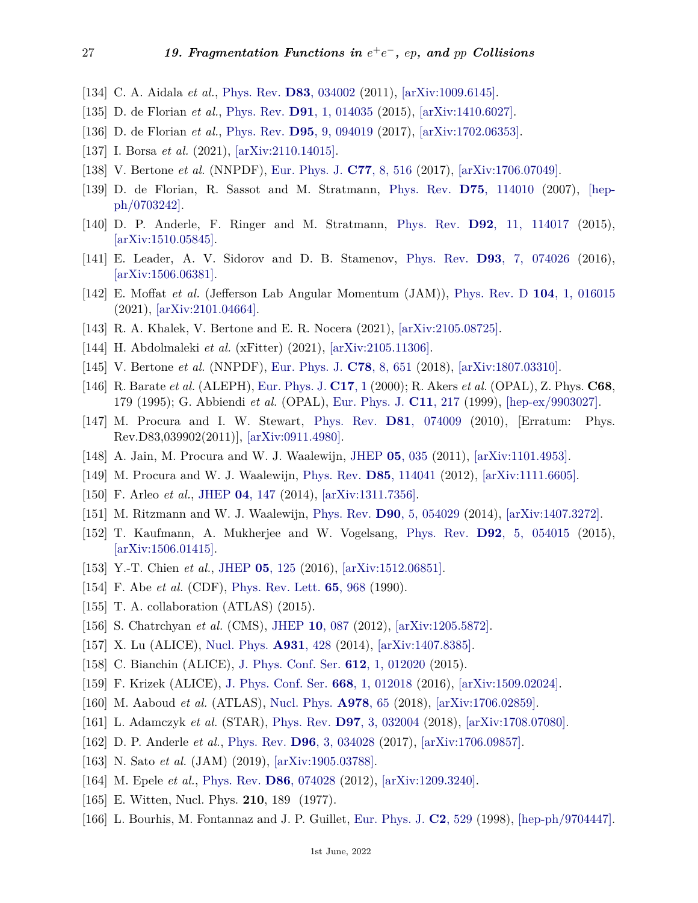[134] C. A. Aidala *et al.*, Phys. Rev. **D83**, 034002 (2011), [arXiv:1009.6145].

[135] D. de Florian *et al.*, Phys. Rev. **D91**, 1, 014035 (2015), [arXiv:1410.6027].

[136] D. de Florian *et al.*, Phys. Rev. **D95**, 9, 094019 (2017), [arXiv:1702.06353].

[137] I. Borsa *et al.* (2021), [arXiv:2110.14015].

[138] V. Bertone *et al.* (NNPDF), Eur. Phys. J. **C77**, 8, 516 (2017), [arXiv:1706.07049].

[139] D. de Florian, R. Sassot and M. Stratmann, Phys. Rev. **D75**, 114010 (2007), [hep-ph/0703242].

[140] D. P. Anderle, F. Ringer and M. Stratmann, Phys. Rev. **D92**, 11, 114017 (2015), [arXiv:1510.05845].

[141] E. Leader, A. V. Sidorov and D. B. Stamenov, Phys. Rev. **D93**, 7, 074026 (2016), [arXiv:1506.06381].

[142] E. Moffat *et al.* (Jefferson Lab Angular Momentum (JAM)), Phys. Rev. D **104**, 1, 016015 (2021), [arXiv:2101.04664].

[143] R. A. Khalek, V. Bertone and E. R. Nocera (2021), [arXiv:2105.08725].

[144] H. Abdolmaleki *et al.* (xFitter) (2021), [arXiv:2105.11306].

[145] V. Bertone *et al.* (NNPDF), Eur. Phys. J. **C78**, 8, 651 (2018), [arXiv:1807.03310].

[146] R. Barate *et al.* (ALEPH), Eur. Phys. J. **C17**, 1 (2000); R. Akers *et al.* (OPAL), Z. Phys. **C68**, 179 (1995); G. Abbiendi *et al.* (OPAL), Eur. Phys. J. **C11**, 217 (1999), [hep-ex/9903027].

[147] M. Procura and I. W. Stewart, Phys. Rev. **D81**, 074009 (2010), [Erratum: Phys. Rev.D83,039902(2011)], [arXiv:0911.4980].

[148] A. Jain, M. Procura and W. J. Waalewijn, JHEP **05**, 035 (2011), [arXiv:1101.4953].

[149] M. Procura and W. J. Waalewijn, Phys. Rev. **D85**, 114041 (2012), [arXiv:1111.6605].

[150] F. Arleo *et al.*, JHEP **04**, 147 (2014), [arXiv:1311.7356].

[151] M. Ritzmann and W. J. Waalewijn, Phys. Rev. **D90**, 5, 054029 (2014), [arXiv:1407.3272].

[152] T. Kaufmann, A. Mukherjee and W. Vogelsang, Phys. Rev. **D92**, 5, 054015 (2015), [arXiv:1506.01415].

[153] Y.-T. Chien *et al.*, JHEP **05**, 125 (2016), [arXiv:1512.06851].

[154] F. Abe *et al.* (CDF), Phys. Rev. Lett. **65**, 968 (1990).

[155] T. A. collaboration (ATLAS) (2015).

[156] S. Chatrchyan *et al.* (CMS), JHEP **10**, 087 (2012), [arXiv:1205.5872].

[157] X. Lu (ALICE), Nucl. Phys. **A931**, 428 (2014), [arXiv:1407.8385].

[158] C. Bianchin (ALICE), J. Phys. Conf. Ser. **612**, 1, 012020 (2015).

[159] F. Krizek (ALICE), J. Phys. Conf. Ser. **668**, 1, 012018 (2016), [arXiv:1509.02024].

[160] M. Aaboud *et al.* (ATLAS), Nucl. Phys. **A978**, 65 (2018), [arXiv:1706.02859].

[161] L. Adamczyk *et al.* (STAR), Phys. Rev. **D97**, 3, 032004 (2018), [arXiv:1708.07080].

[162] D. P. Anderle *et al.*, Phys. Rev. **D96**, 3, 034028 (2017), [arXiv:1706.09857].

[163] N. Sato *et al.* (JAM) (2019), [arXiv:1905.03788].

[164] M. Epele *et al.*, Phys. Rev. **D86**, 074028 (2012), [arXiv:1209.3240].

[165] E. Witten, Nucl. Phys. **210**, 189 (1977).

[166] L. Bourhis, M. Fontannaz and J. P. Guillet, Eur. Phys. J. **C2**, 529 (1998), [hep-ph/9704447].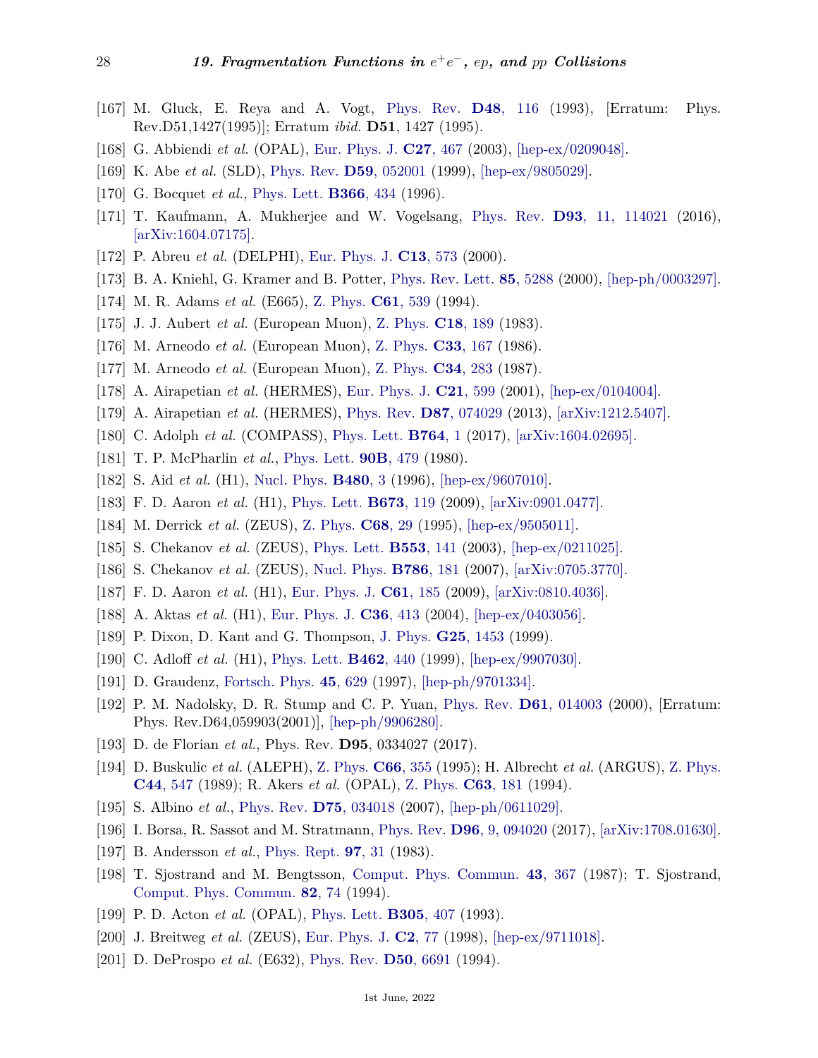[167] M. Gluck, E. Reya and A. Vogt, Phys. Rev. **D48**, 116 (1993), [Erratum: Phys. Rev.D51,1427(1995)]; Erratum *ibid.* **D51**, 1427 (1995).

[168] G. Abbiendi *et al.* (OPAL), Eur. Phys. J. **C27**, 467 (2003), [hep-ex/0209048].

[169] K. Abe *et al.* (SLD), Phys. Rev. **D59**, 052001 (1999), [hep-ex/9805029].

[170] G. Bocquet *et al.*, Phys. Lett. **B366**, 434 (1996).

[171] T. Kaufmann, A. Mukherjee and W. Vogelsang, Phys. Rev. **D93**, 11, 114021 (2016), [arXiv:1604.07175].

[172] P. Abreu *et al.* (DELPHI), Eur. Phys. J. **C13**, 573 (2000).

[173] B. A. Kniehl, G. Kramer and B. Potter, Phys. Rev. Lett. **85**, 5288 (2000), [hep-ph/0003297].

[174] M. R. Adams *et al.* (E665), Z. Phys. **C61**, 539 (1994).

[175] J. J. Aubert *et al.* (European Muon), Z. Phys. **C18**, 189 (1983).

[176] M. Arneodo *et al.* (European Muon), Z. Phys. **C33**, 167 (1986).

[177] M. Arneodo *et al.* (European Muon), Z. Phys. **C34**, 283 (1987).

[178] A. Airapetian *et al.* (HERMES), Eur. Phys. J. **C21**, 599 (2001), [hep-ex/0104004].

[179] A. Airapetian *et al.* (HERMES), Phys. Rev. **D87**, 074029 (2013), [arXiv:1212.5407].

[180] C. Adolph *et al.* (COMPASS), Phys. Lett. **B764**, 1 (2017), [arXiv:1604.02695].

[181] T. P. McPharlin *et al.*, Phys. Lett. **90B**, 479 (1980).

[182] S. Aid *et al.* (H1), Nucl. Phys. **B480**, 3 (1996), [hep-ex/9607010].

[183] F. D. Aaron *et al.* (H1), Phys. Lett. **B673**, 119 (2009), [arXiv:0901.0477].

[184] M. Derrick *et al.* (ZEUS), Z. Phys. **C68**, 29 (1995), [hep-ex/9505011].

[185] S. Chekanov *et al.* (ZEUS), Phys. Lett. **B553**, 141 (2003), [hep-ex/0211025].

[186] S. Chekanov *et al.* (ZEUS), Nucl. Phys. **B786**, 181 (2007), [arXiv:0705.3770].

[187] F. D. Aaron *et al.* (H1), Eur. Phys. J. **C61**, 185 (2009), [arXiv:0810.4036].

[188] A. Aktas *et al.* (H1), Eur. Phys. J. **C36**, 413 (2004), [hep-ex/0403056].

[189] P. Dixon, D. Kant and G. Thompson, J. Phys. **G25**, 1453 (1999).

[190] C. Adloff *et al.* (H1), Phys. Lett. **B462**, 440 (1999), [hep-ex/9907030].

[191] D. Graudenz, Fortsch. Phys. **45**, 629 (1997), [hep-ph/9701334].

[192] P. M. Nadolsky, D. R. Stump and C. P. Yuan, Phys. Rev. **D61**, 014003 (2000), [Erratum: Phys. Rev.D64,059903(2001)], [hep-ph/9906280].

[193] D. de Florian *et al.*, Phys. Rev. **D95**, 0334027 (2017).

[194] D. Buskulic *et al.* (ALEPH), Z. Phys. **C66**, 355 (1995); H. Albrecht *et al.* (ARGUS), Z. Phys. **C44**, 547 (1989); R. Akers *et al.* (OPAL), Z. Phys. **C63**, 181 (1994).

[195] S. Albino *et al.*, Phys. Rev. **D75**, 034018 (2007), [hep-ph/0611029].

[196] I. Borsa, R. Sassot and M. Stratmann, Phys. Rev. **D96**, 9, 094020 (2017), [arXiv:1708.01630].

[197] B. Andersson *et al.*, Phys. Rept. **97**, 31 (1983).

[198] T. Sjostrand and M. Bengtsson, Comput. Phys. Commun. **43**, 367 (1987); T. Sjostrand, Comput. Phys. Commun. **82**, 74 (1994).

[199] P. D. Acton *et al.* (OPAL), Phys. Lett. **B305**, 407 (1993).

[200] J. Breitweg *et al.* (ZEUS), Eur. Phys. J. **C2**, 77 (1998), [hep-ex/9711018].

[201] D. DeProspo *et al.* (E632), Phys. Rev. **D50**, 6691 (1994).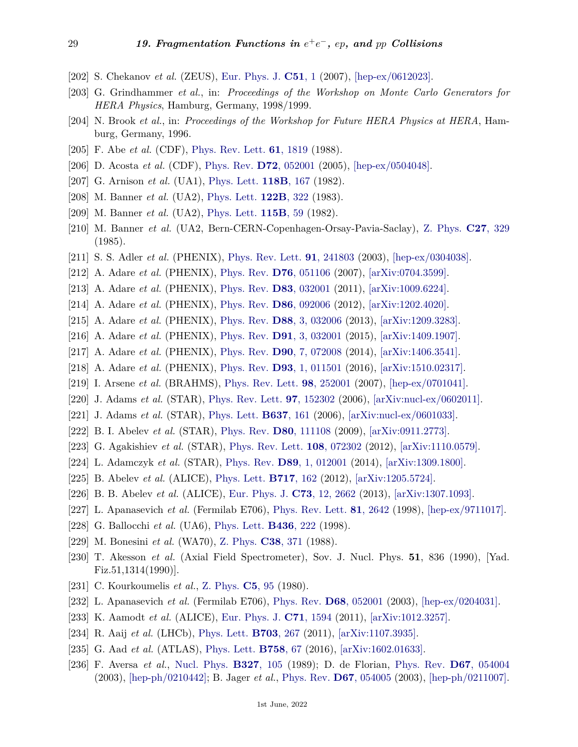[202] S. Chekanov *et al.* (ZEUS), Eur. Phys. J. **C51**, 1 (2007), [hep-ex/0612023].

[203] G. Grindhammer *et al.*, in: *Proceedings of the Workshop on Monte Carlo Generators for HERA Physics*, Hamburg, Germany, 1998/1999.

[204] N. Brook *et al.*, in: *Proceedings of the Workshop for Future HERA Physics at HERA*, Hamburg, Germany, 1996.

[205] F. Abe *et al.* (CDF), Phys. Rev. Lett. **61**, 1819 (1988).

[206] D. Acosta *et al.* (CDF), Phys. Rev. **D72**, 052001 (2005), [hep-ex/0504048].

[207] G. Arnison *et al.* (UA1), Phys. Lett. **118B**, 167 (1982).

[208] M. Banner *et al.* (UA2), Phys. Lett. **122B**, 322 (1983).

[209] M. Banner *et al.* (UA2), Phys. Lett. **115B**, 59 (1982).

[210] M. Banner *et al.* (UA2, Bern-CERN-Copenhagen-Orsay-Pavia-Saclay), Z. Phys. **C27**, 329 (1985).

[211] S. S. Adler *et al.* (PHENIX), Phys. Rev. Lett. **91**, 241803 (2003), [hep-ex/0304038].

[212] A. Adare *et al.* (PHENIX), Phys. Rev. **D76**, 051106 (2007), [arXiv:0704.3599].

[213] A. Adare *et al.* (PHENIX), Phys. Rev. **D83**, 032001 (2011), [arXiv:1009.6224].

[214] A. Adare *et al.* (PHENIX), Phys. Rev. **D86**, 092006 (2012), [arXiv:1202.4020].

[215] A. Adare *et al.* (PHENIX), Phys. Rev. **D88**, 3, 032006 (2013), [arXiv:1209.3283].

[216] A. Adare *et al.* (PHENIX), Phys. Rev. **D91**, 3, 032001 (2015), [arXiv:1409.1907].

[217] A. Adare *et al.* (PHENIX), Phys. Rev. **D90**, 7, 072008 (2014), [arXiv:1406.3541].

[218] A. Adare *et al.* (PHENIX), Phys. Rev. **D93**, 1, 011501 (2016), [arXiv:1510.02317].

[219] I. Arsene *et al.* (BRAHMS), Phys. Rev. Lett. **98**, 252001 (2007), [hep-ex/0701041].

[220] J. Adams *et al.* (STAR), Phys. Rev. Lett. **97**, 152302 (2006), [arXiv:nucl-ex/0602011].

[221] J. Adams *et al.* (STAR), Phys. Lett. **B637**, 161 (2006), [arXiv:nucl-ex/0601033].

[222] B. I. Abelev *et al.* (STAR), Phys. Rev. **D80**, 111108 (2009), [arXiv:0911.2773].

[223] G. Agakishiev *et al.* (STAR), Phys. Rev. Lett. **108**, 072302 (2012), [arXiv:1110.0579].

[224] L. Adamczyk *et al.* (STAR), Phys. Rev. **D89**, 1, 012001 (2014), [arXiv:1309.1800].

[225] B. Abelev *et al.* (ALICE), Phys. Lett. **B717**, 162 (2012), [arXiv:1205.5724].

[226] B. B. Abelev *et al.* (ALICE), Eur. Phys. J. **C73**, 12, 2662 (2013), [arXiv:1307.1093].

[227] L. Apanasevich *et al.* (Fermilab E706), Phys. Rev. Lett. **81**, 2642 (1998), [hep-ex/9711017].

[228] G. Ballocchi *et al.* (UA6), Phys. Lett. **B436**, 222 (1998).

[229] M. Bonesini *et al.* (WA70), Z. Phys. **C38**, 371 (1988).

[230] T. Akesson *et al.* (Axial Field Spectrometer), Sov. J. Nucl. Phys. **51**, 836 (1990), [Yad. Fiz.51,1314(1990)].

[231] C. Kourkoumelis *et al.*, Z. Phys. **C5**, 95 (1980).

[232] L. Apanasevich *et al.* (Fermilab E706), Phys. Rev. **D68**, 052001 (2003), [hep-ex/0204031].

[233] K. Aamodt *et al.* (ALICE), Eur. Phys. J. **C71**, 1594 (2011), [arXiv:1012.3257].

[234] R. Aaij *et al.* (LHCb), Phys. Lett. **B703**, 267 (2011), [arXiv:1107.3935].

[235] G. Aad *et al.* (ATLAS), Phys. Lett. **B758**, 67 (2016), [arXiv:1602.01633].

[236] F. Aversa *et al.*, Nucl. Phys. **B327**, 105 (1989); D. de Florian, Phys. Rev. **D67**, 054004 (2003), [hep-ph/0210442]; B. Jager *et al.*, Phys. Rev. **D67**, 054005 (2003), [hep-ph/0211007].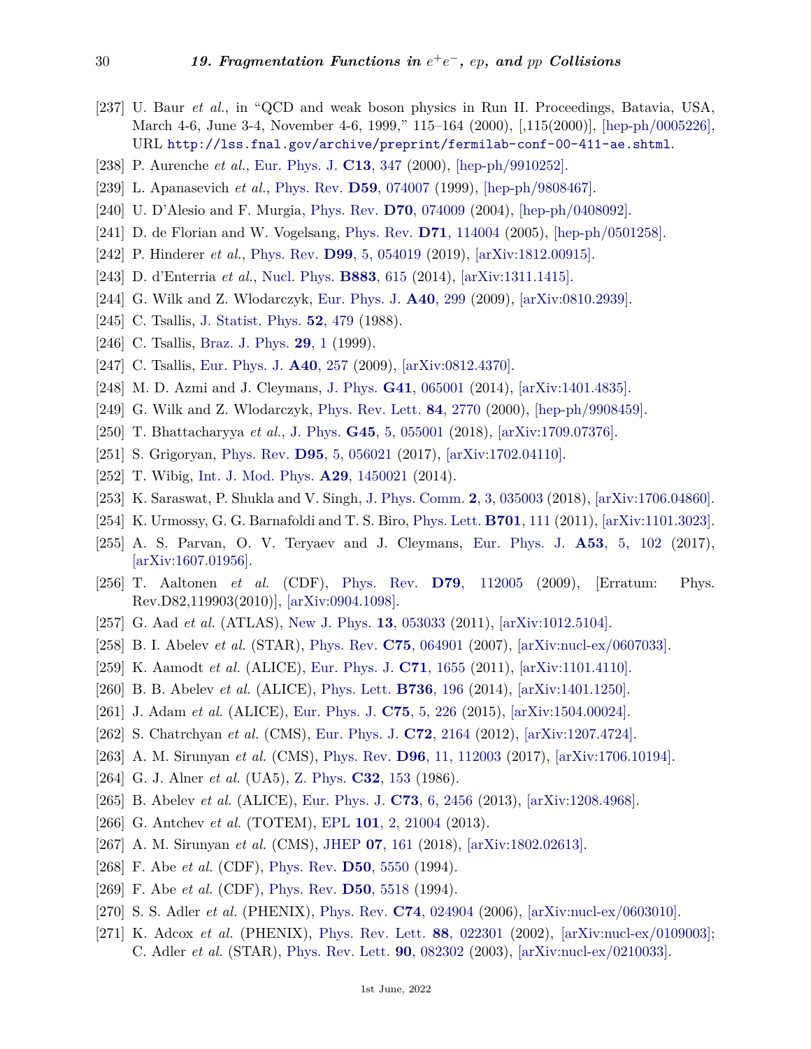[237] U. Baur *et al.*, in "QCD and weak boson physics in Run II. Proceedings, Batavia, USA, March 4-6, June 3-4, November 4-6, 1999," 115–164 (2000), [,115(2000)], [hep-ph/0005226], URL `http://lss.fnal.gov/archive/preprint/fermilab-conf-00-411-ae.shtml`.

[238] P. Aurenche *et al.*, Eur. Phys. J. **C13**, 347 (2000), [hep-ph/9910252].

[239] L. Apanasevich *et al.*, Phys. Rev. **D59**, 074007 (1999), [hep-ph/9808467].

[240] U. D'Alesio and F. Murgia, Phys. Rev. **D70**, 074009 (2004), [hep-ph/0408092].

[241] D. de Florian and W. Vogelsang, Phys. Rev. **D71**, 114004 (2005), [hep-ph/0501258].

[242] P. Hinderer *et al.*, Phys. Rev. **D99**, 5, 054019 (2019), [arXiv:1812.00915].

[243] D. d'Enterria *et al.*, Nucl. Phys. **B883**, 615 (2014), [arXiv:1311.1415].

[244] G. Wilk and Z. Wlodarczyk, Eur. Phys. J. **A40**, 299 (2009), [arXiv:0810.2939].

[245] C. Tsallis, J. Statist. Phys. **52**, 479 (1988).

[246] C. Tsallis, Braz. J. Phys. **29**, 1 (1999).

[247] C. Tsallis, Eur. Phys. J. **A40**, 257 (2009), [arXiv:0812.4370].

[248] M. D. Azmi and J. Cleymans, J. Phys. **G41**, 065001 (2014), [arXiv:1401.4835].

[249] G. Wilk and Z. Wlodarczyk, Phys. Rev. Lett. **84**, 2770 (2000), [hep-ph/9908459].

[250] T. Bhattacharyya *et al.*, J. Phys. **G45**, 5, 055001 (2018), [arXiv:1709.07376].

[251] S. Grigoryan, Phys. Rev. **D95**, 5, 056021 (2017), [arXiv:1702.04110].

[252] T. Wibig, Int. J. Mod. Phys. **A29**, 1450021 (2014).

[253] K. Saraswat, P. Shukla and V. Singh, J. Phys. Comm. **2**, 3, 035003 (2018), [arXiv:1706.04860].

[254] K. Urmossy, G. G. Barnafoldi and T. S. Biro, Phys. Lett. **B701**, 111 (2011), [arXiv:1101.3023].

[255] A. S. Parvan, O. V. Teryaev and J. Cleymans, Eur. Phys. J. **A53**, 5, 102 (2017), [arXiv:1607.01956].

[256] T. Aaltonen *et al.* (CDF), Phys. Rev. **D79**, 112005 (2009), [Erratum: Phys. Rev.D82,119903(2010)], [arXiv:0904.1098].

[257] G. Aad *et al.* (ATLAS), New J. Phys. **13**, 053033 (2011), [arXiv:1012.5104].

[258] B. I. Abelev *et al.* (STAR), Phys. Rev. **C75**, 064901 (2007), [arXiv:nucl-ex/0607033].

[259] K. Aamodt *et al.* (ALICE), Eur. Phys. J. **C71**, 1655 (2011), [arXiv:1101.4110].

[260] B. B. Abelev *et al.* (ALICE), Phys. Lett. **B736**, 196 (2014), [arXiv:1401.1250].

[261] J. Adam *et al.* (ALICE), Eur. Phys. J. **C75**, 5, 226 (2015), [arXiv:1504.00024].

[262] S. Chatrchyan *et al.* (CMS), Eur. Phys. J. **C72**, 2164 (2012), [arXiv:1207.4724].

[263] A. M. Sirunyan *et al.* (CMS), Phys. Rev. **D96**, 11, 112003 (2017), [arXiv:1706.10194].

[264] G. J. Alner *et al.* (UA5), Z. Phys. **C32**, 153 (1986).

[265] B. Abelev *et al.* (ALICE), Eur. Phys. J. **C73**, 6, 2456 (2013), [arXiv:1208.4968].

[266] G. Antchev *et al.* (TOTEM), EPL **101**, 2, 21004 (2013).

[267] A. M. Sirunyan *et al.* (CMS), JHEP **07**, 161 (2018), [arXiv:1802.02613].

[268] F. Abe *et al.* (CDF), Phys. Rev. **D50**, 5550 (1994).

[269] F. Abe *et al.* (CDF), Phys. Rev. **D50**, 5518 (1994).

[270] S. S. Adler *et al.* (PHENIX), Phys. Rev. **C74**, 024904 (2006), [arXiv:nucl-ex/0603010].

[271] K. Adcox *et al.* (PHENIX), Phys. Rev. Lett. **88**, 022301 (2002), [arXiv:nucl-ex/0109003]; C. Adler *et al.* (STAR), Phys. Rev. Lett. **90**, 082302 (2003), [arXiv:nucl-ex/0210033].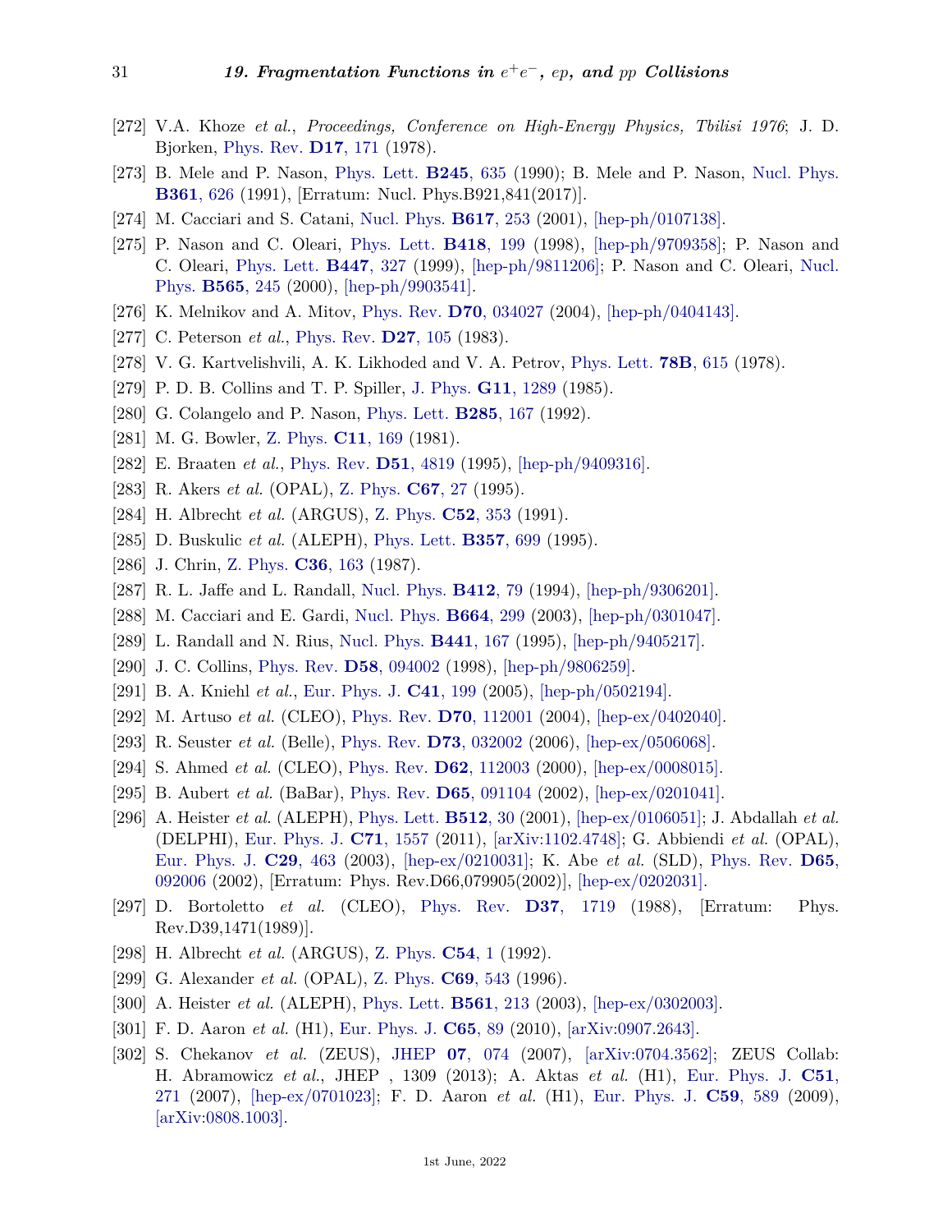[272] V.A. Khoze *et al.*, *Proceedings, Conference on High-Energy Physics, Tbilisi 1976*; J. D. Bjorken, Phys. Rev. **D17**, 171 (1978).

[273] B. Mele and P. Nason, Phys. Lett. **B245**, 635 (1990); B. Mele and P. Nason, Nucl. Phys. **B361**, 626 (1991), [Erratum: Nucl. Phys.B921,841(2017)].

[274] M. Cacciari and S. Catani, Nucl. Phys. **B617**, 253 (2001), [hep-ph/0107138].

[275] P. Nason and C. Oleari, Phys. Lett. **B418**, 199 (1998), [hep-ph/9709358]; P. Nason and C. Oleari, Phys. Lett. **B447**, 327 (1999), [hep-ph/9811206]; P. Nason and C. Oleari, Nucl. Phys. **B565**, 245 (2000), [hep-ph/9903541].

[276] K. Melnikov and A. Mitov, Phys. Rev. **D70**, 034027 (2004), [hep-ph/0404143].

[277] C. Peterson *et al.*, Phys. Rev. **D27**, 105 (1983).

[278] V. G. Kartvelishvili, A. K. Likhoded and V. A. Petrov, Phys. Lett. **78B**, 615 (1978).

[279] P. D. B. Collins and T. P. Spiller, J. Phys. **G11**, 1289 (1985).

[280] G. Colangelo and P. Nason, Phys. Lett. **B285**, 167 (1992).

[281] M. G. Bowler, Z. Phys. **C11**, 169 (1981).

[282] E. Braaten *et al.*, Phys. Rev. **D51**, 4819 (1995), [hep-ph/9409316].

[283] R. Akers *et al.* (OPAL), Z. Phys. **C67**, 27 (1995).

[284] H. Albrecht *et al.* (ARGUS), Z. Phys. **C52**, 353 (1991).

[285] D. Buskulic *et al.* (ALEPH), Phys. Lett. **B357**, 699 (1995).

[286] J. Chrin, Z. Phys. **C36**, 163 (1987).

[287] R. L. Jaffe and L. Randall, Nucl. Phys. **B412**, 79 (1994), [hep-ph/9306201].

[288] M. Cacciari and E. Gardi, Nucl. Phys. **B664**, 299 (2003), [hep-ph/0301047].

[289] L. Randall and N. Rius, Nucl. Phys. **B441**, 167 (1995), [hep-ph/9405217].

[290] J. C. Collins, Phys. Rev. **D58**, 094002 (1998), [hep-ph/9806259].

[291] B. A. Kniehl *et al.*, Eur. Phys. J. **C41**, 199 (2005), [hep-ph/0502194].

[292] M. Artuso *et al.* (CLEO), Phys. Rev. **D70**, 112001 (2004), [hep-ex/0402040].

[293] R. Seuster *et al.* (Belle), Phys. Rev. **D73**, 032002 (2006), [hep-ex/0506068].

[294] S. Ahmed *et al.* (CLEO), Phys. Rev. **D62**, 112003 (2000), [hep-ex/0008015].

[295] B. Aubert *et al.* (BaBar), Phys. Rev. **D65**, 091104 (2002), [hep-ex/0201041].

[296] A. Heister *et al.* (ALEPH), Phys. Lett. **B512**, 30 (2001), [hep-ex/0106051]; J. Abdallah *et al.* (DELPHI), Eur. Phys. J. **C71**, 1557 (2011), [arXiv:1102.4748]; G. Abbiendi *et al.* (OPAL), Eur. Phys. J. **C29**, 463 (2003), [hep-ex/0210031]; K. Abe *et al.* (SLD), Phys. Rev. **D65**, 092006 (2002), [Erratum: Phys. Rev.D66,079905(2002)], [hep-ex/0202031].

[297] D. Bortoletto *et al.* (CLEO), Phys. Rev. **D37**, 1719 (1988), [Erratum: Phys. Rev.D39,1471(1989)].

[298] H. Albrecht *et al.* (ARGUS), Z. Phys. **C54**, 1 (1992).

[299] G. Alexander *et al.* (OPAL), Z. Phys. **C69**, 543 (1996).

[300] A. Heister *et al.* (ALEPH), Phys. Lett. **B561**, 213 (2003), [hep-ex/0302003].

[301] F. D. Aaron *et al.* (H1), Eur. Phys. J. **C65**, 89 (2010), [arXiv:0907.2643].

[302] S. Chekanov *et al.* (ZEUS), JHEP **07**, 074 (2007), [arXiv:0704.3562]; ZEUS Collab: H. Abramowicz *et al.*, JHEP , 1309 (2013); A. Aktas *et al.* (H1), Eur. Phys. J. **C51**, 271 (2007), [hep-ex/0701023]; F. D. Aaron *et al.* (H1), Eur. Phys. J. **C59**, 589 (2009), [arXiv:0808.1003].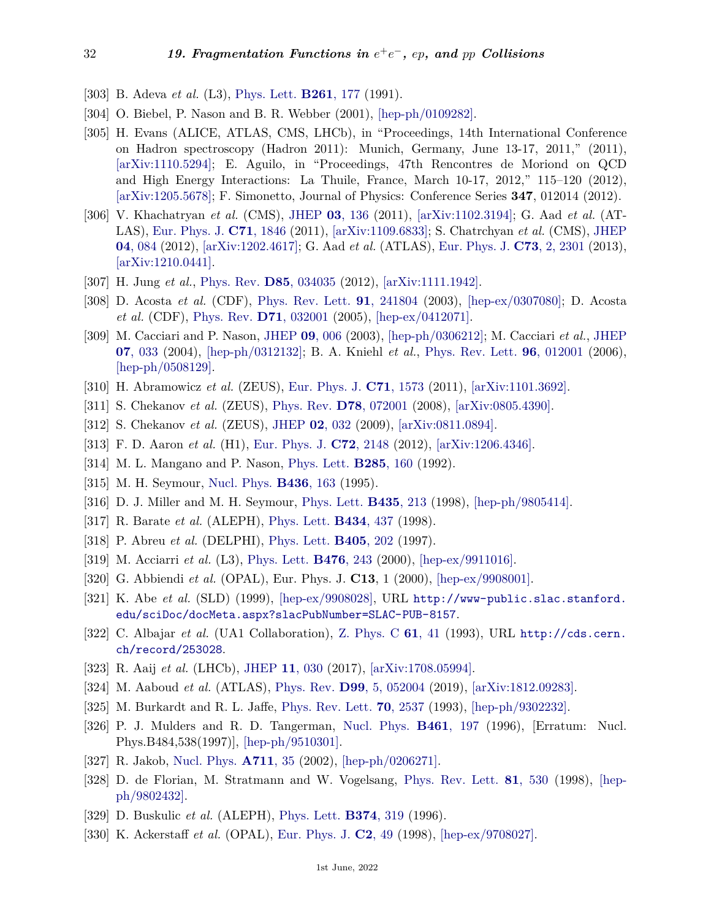[303] B. Adeva *et al.* (L3), Phys. Lett. **B261**, 177 (1991).

[304] O. Biebel, P. Nason and B. R. Webber (2001), [hep-ph/0109282].

[305] H. Evans (ALICE, ATLAS, CMS, LHCb), in "Proceedings, 14th International Conference on Hadron spectroscopy (Hadron 2011): Munich, Germany, June 13-17, 2011," (2011), [arXiv:1110.5294]; E. Aguilo, in "Proceedings, 47th Rencontres de Moriond on QCD and High Energy Interactions: La Thuile, France, March 10-17, 2012," 115–120 (2012), [arXiv:1205.5678]; F. Simonetto, Journal of Physics: Conference Series **347**, 012014 (2012).

[306] V. Khachatryan *et al.* (CMS), JHEP **03**, 136 (2011), [arXiv:1102.3194]; G. Aad *et al.* (ATLAS), Eur. Phys. J. **C71**, 1846 (2011), [arXiv:1109.6833]; S. Chatrchyan *et al.* (CMS), JHEP **04**, 084 (2012), [arXiv:1202.4617]; G. Aad *et al.* (ATLAS), Eur. Phys. J. **C73**, 2, 2301 (2013), [arXiv:1210.0441].

[307] H. Jung *et al.*, Phys. Rev. **D85**, 034035 (2012), [arXiv:1111.1942].

[308] D. Acosta *et al.* (CDF), Phys. Rev. Lett. **91**, 241804 (2003), [hep-ex/0307080]; D. Acosta *et al.* (CDF), Phys. Rev. **D71**, 032001 (2005), [hep-ex/0412071].

[309] M. Cacciari and P. Nason, JHEP **09**, 006 (2003), [hep-ph/0306212]; M. Cacciari *et al.*, JHEP **07**, 033 (2004), [hep-ph/0312132]; B. A. Kniehl *et al.*, Phys. Rev. Lett. **96**, 012001 (2006), [hep-ph/0508129].

[310] H. Abramowicz *et al.* (ZEUS), Eur. Phys. J. **C71**, 1573 (2011), [arXiv:1101.3692].

[311] S. Chekanov *et al.* (ZEUS), Phys. Rev. **D78**, 072001 (2008), [arXiv:0805.4390].

[312] S. Chekanov *et al.* (ZEUS), JHEP **02**, 032 (2009), [arXiv:0811.0894].

[313] F. D. Aaron *et al.* (H1), Eur. Phys. J. **C72**, 2148 (2012), [arXiv:1206.4346].

[314] M. L. Mangano and P. Nason, Phys. Lett. **B285**, 160 (1992).

[315] M. H. Seymour, Nucl. Phys. **B436**, 163 (1995).

[316] D. J. Miller and M. H. Seymour, Phys. Lett. **B435**, 213 (1998), [hep-ph/9805414].

[317] R. Barate *et al.* (ALEPH), Phys. Lett. **B434**, 437 (1998).

[318] P. Abreu *et al.* (DELPHI), Phys. Lett. **B405**, 202 (1997).

[319] M. Acciarri *et al.* (L3), Phys. Lett. **B476**, 243 (2000), [hep-ex/9911016].

[320] G. Abbiendi *et al.* (OPAL), Eur. Phys. J. **C13**, 1 (2000), [hep-ex/9908001].

[321] K. Abe *et al.* (SLD) (1999), [hep-ex/9908028], URL `http://www-public.slac.stanford.edu/sciDoc/docMeta.aspx?slacPubNumber=SLAC-PUB-8157`.

[322] C. Albajar *et al.* (UA1 Collaboration), Z. Phys. C **61**, 41 (1993), URL `http://cds.cern.ch/record/253028`.

[323] R. Aaij *et al.* (LHCb), JHEP **11**, 030 (2017), [arXiv:1708.05994].

[324] M. Aaboud *et al.* (ATLAS), Phys. Rev. **D99**, 5, 052004 (2019), [arXiv:1812.09283].

[325] M. Burkardt and R. L. Jaffe, Phys. Rev. Lett. **70**, 2537 (1993), [hep-ph/9302232].

[326] P. J. Mulders and R. D. Tangerman, Nucl. Phys. **B461**, 197 (1996), [Erratum: Nucl. Phys.B484,538(1997)], [hep-ph/9510301].

[327] R. Jakob, Nucl. Phys. **A711**, 35 (2002), [hep-ph/0206271].

[328] D. de Florian, M. Stratmann and W. Vogelsang, Phys. Rev. Lett. **81**, 530 (1998), [hep-ph/9802432].

[329] D. Buskulic *et al.* (ALEPH), Phys. Lett. **B374**, 319 (1996).

[330] K. Ackerstaff *et al.* (OPAL), Eur. Phys. J. **C2**, 49 (1998), [hep-ex/9708027].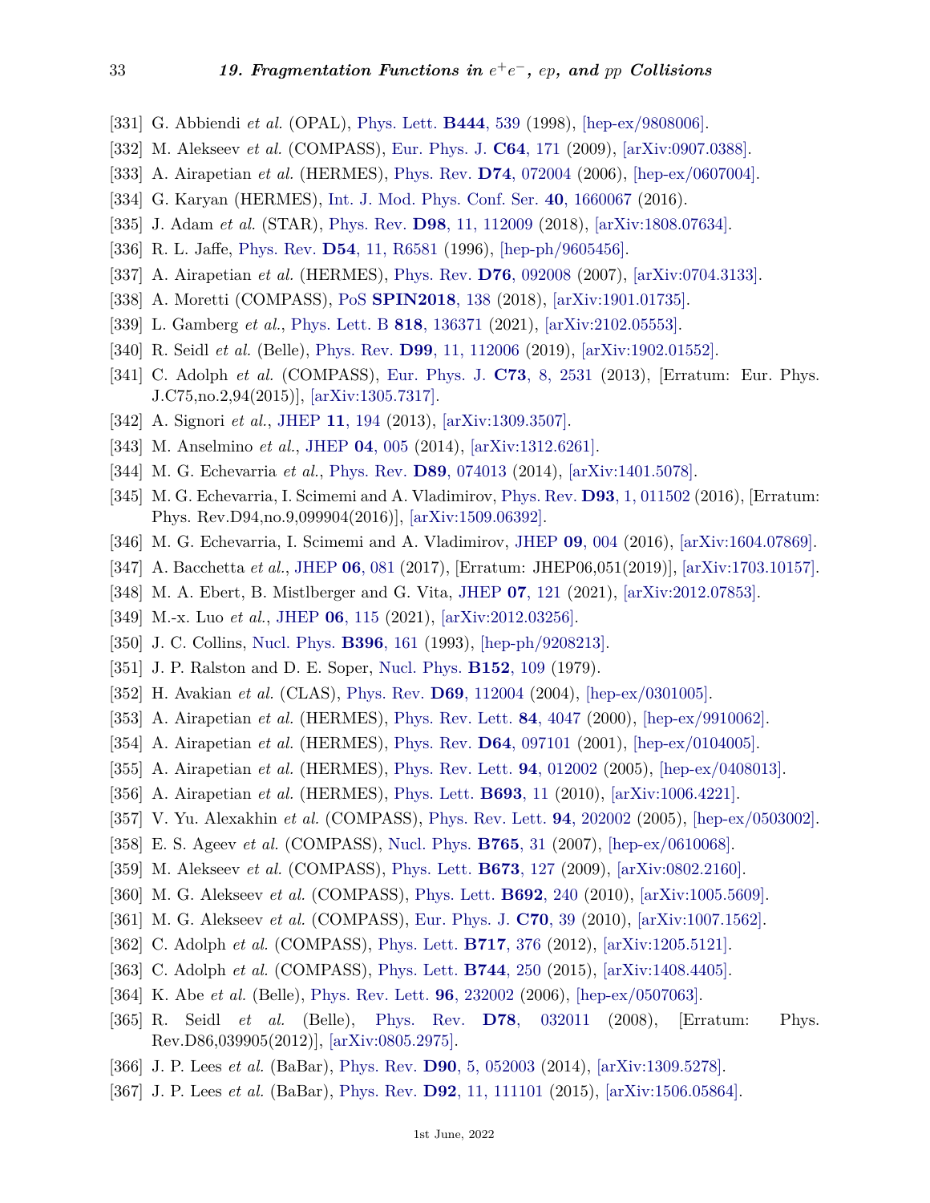[331] G. Abbiendi *et al.* (OPAL), Phys. Lett. **B444**, 539 (1998), [hep-ex/9808006].

[332] M. Alekseev *et al.* (COMPASS), Eur. Phys. J. **C64**, 171 (2009), [arXiv:0907.0388].

[333] A. Airapetian *et al.* (HERMES), Phys. Rev. **D74**, 072004 (2006), [hep-ex/0607004].

[334] G. Karyan (HERMES), Int. J. Mod. Phys. Conf. Ser. **40**, 1660067 (2016).

[335] J. Adam *et al.* (STAR), Phys. Rev. **D98**, 11, 112009 (2018), [arXiv:1808.07634].

[336] R. L. Jaffe, Phys. Rev. **D54**, 11, R6581 (1996), [hep-ph/9605456].

[337] A. Airapetian *et al.* (HERMES), Phys. Rev. **D76**, 092008 (2007), [arXiv:0704.3133].

[338] A. Moretti (COMPASS), PoS **SPIN2018**, 138 (2018), [arXiv:1901.01735].

[339] L. Gamberg *et al.*, Phys. Lett. B **818**, 136371 (2021), [arXiv:2102.05553].

[340] R. Seidl *et al.* (Belle), Phys. Rev. **D99**, 11, 112006 (2019), [arXiv:1902.01552].

[341] C. Adolph *et al.* (COMPASS), Eur. Phys. J. **C73**, 8, 2531 (2013), [Erratum: Eur. Phys. J.C75,no.2,94(2015)], [arXiv:1305.7317].

[342] A. Signori *et al.*, JHEP **11**, 194 (2013), [arXiv:1309.3507].

[343] M. Anselmino *et al.*, JHEP **04**, 005 (2014), [arXiv:1312.6261].

[344] M. G. Echevarria *et al.*, Phys. Rev. **D89**, 074013 (2014), [arXiv:1401.5078].

[345] M. G. Echevarria, I. Scimemi and A. Vladimirov, Phys. Rev. **D93**, 1, 011502 (2016), [Erratum: Phys. Rev.D94,no.9,099904(2016)], [arXiv:1509.06392].

[346] M. G. Echevarria, I. Scimemi and A. Vladimirov, JHEP **09**, 004 (2016), [arXiv:1604.07869].

[347] A. Bacchetta *et al.*, JHEP **06**, 081 (2017), [Erratum: JHEP06,051(2019)], [arXiv:1703.10157].

[348] M. A. Ebert, B. Mistlberger and G. Vita, JHEP **07**, 121 (2021), [arXiv:2012.07853].

[349] M.-x. Luo *et al.*, JHEP **06**, 115 (2021), [arXiv:2012.03256].

[350] J. C. Collins, Nucl. Phys. **B396**, 161 (1993), [hep-ph/9208213].

[351] J. P. Ralston and D. E. Soper, Nucl. Phys. **B152**, 109 (1979).

[352] H. Avakian *et al.* (CLAS), Phys. Rev. **D69**, 112004 (2004), [hep-ex/0301005].

[353] A. Airapetian *et al.* (HERMES), Phys. Rev. Lett. **84**, 4047 (2000), [hep-ex/9910062].

[354] A. Airapetian *et al.* (HERMES), Phys. Rev. **D64**, 097101 (2001), [hep-ex/0104005].

[355] A. Airapetian *et al.* (HERMES), Phys. Rev. Lett. **94**, 012002 (2005), [hep-ex/0408013].

[356] A. Airapetian *et al.* (HERMES), Phys. Lett. **B693**, 11 (2010), [arXiv:1006.4221].

[357] V. Yu. Alexakhin *et al.* (COMPASS), Phys. Rev. Lett. **94**, 202002 (2005), [hep-ex/0503002].

[358] E. S. Ageev *et al.* (COMPASS), Nucl. Phys. **B765**, 31 (2007), [hep-ex/0610068].

[359] M. Alekseev *et al.* (COMPASS), Phys. Lett. **B673**, 127 (2009), [arXiv:0802.2160].

[360] M. G. Alekseev *et al.* (COMPASS), Phys. Lett. **B692**, 240 (2010), [arXiv:1005.5609].

[361] M. G. Alekseev *et al.* (COMPASS), Eur. Phys. J. **C70**, 39 (2010), [arXiv:1007.1562].

[362] C. Adolph *et al.* (COMPASS), Phys. Lett. **B717**, 376 (2012), [arXiv:1205.5121].

[363] C. Adolph *et al.* (COMPASS), Phys. Lett. **B744**, 250 (2015), [arXiv:1408.4405].

[364] K. Abe *et al.* (Belle), Phys. Rev. Lett. **96**, 232002 (2006), [hep-ex/0507063].

[365] R. Seidl *et al.* (Belle), Phys. Rev. **D78**, 032011 (2008), [Erratum: Phys. Rev.D86,039905(2012)], [arXiv:0805.2975].

[366] J. P. Lees *et al.* (BaBar), Phys. Rev. **D90**, 5, 052003 (2014), [arXiv:1309.5278].

[367] J. P. Lees *et al.* (BaBar), Phys. Rev. **D92**, 11, 111101 (2015), [arXiv:1506.05864].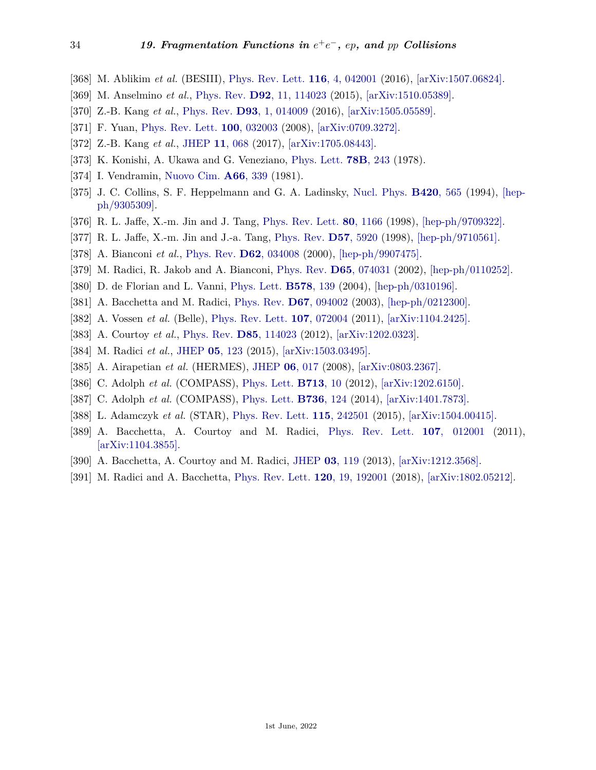[368] M. Ablikim *et al.* (BESIII), Phys. Rev. Lett. **116**, 4, 042001 (2016), [arXiv:1507.06824].

[369] M. Anselmino *et al.*, Phys. Rev. **D92**, 11, 114023 (2015), [arXiv:1510.05389].

[370] Z.-B. Kang *et al.*, Phys. Rev. **D93**, 1, 014009 (2016), [arXiv:1505.05589].

[371] F. Yuan, Phys. Rev. Lett. **100**, 032003 (2008), [arXiv:0709.3272].

[372] Z.-B. Kang *et al.*, JHEP **11**, 068 (2017), [arXiv:1705.08443].

[373] K. Konishi, A. Ukawa and G. Veneziano, Phys. Lett. **78B**, 243 (1978).

[374] I. Vendramin, Nuovo Cim. **A66**, 339 (1981).

[375] J. C. Collins, S. F. Heppelmann and G. A. Ladinsky, Nucl. Phys. **B420**, 565 (1994), [hep-ph/9305309].

[376] R. L. Jaffe, X.-m. Jin and J. Tang, Phys. Rev. Lett. **80**, 1166 (1998), [hep-ph/9709322].

[377] R. L. Jaffe, X.-m. Jin and J.-a. Tang, Phys. Rev. **D57**, 5920 (1998), [hep-ph/9710561].

[378] A. Bianconi *et al.*, Phys. Rev. **D62**, 034008 (2000), [hep-ph/9907475].

[379] M. Radici, R. Jakob and A. Bianconi, Phys. Rev. **D65**, 074031 (2002), [hep-ph/0110252].

[380] D. de Florian and L. Vanni, Phys. Lett. **B578**, 139 (2004), [hep-ph/0310196].

[381] A. Bacchetta and M. Radici, Phys. Rev. **D67**, 094002 (2003), [hep-ph/0212300].

[382] A. Vossen *et al.* (Belle), Phys. Rev. Lett. **107**, 072004 (2011), [arXiv:1104.2425].

[383] A. Courtoy *et al.*, Phys. Rev. **D85**, 114023 (2012), [arXiv:1202.0323].

[384] M. Radici *et al.*, JHEP **05**, 123 (2015), [arXiv:1503.03495].

[385] A. Airapetian *et al.* (HERMES), JHEP **06**, 017 (2008), [arXiv:0803.2367].

[386] C. Adolph *et al.* (COMPASS), Phys. Lett. **B713**, 10 (2012), [arXiv:1202.6150].

[387] C. Adolph *et al.* (COMPASS), Phys. Lett. **B736**, 124 (2014), [arXiv:1401.7873].

[388] L. Adamczyk *et al.* (STAR), Phys. Rev. Lett. **115**, 242501 (2015), [arXiv:1504.00415].

[389] A. Bacchetta, A. Courtoy and M. Radici, Phys. Rev. Lett. **107**, 012001 (2011), [arXiv:1104.3855].

[390] A. Bacchetta, A. Courtoy and M. Radici, JHEP **03**, 119 (2013), [arXiv:1212.3568].

[391] M. Radici and A. Bacchetta, Phys. Rev. Lett. **120**, 19, 192001 (2018), [arXiv:1802.05212].